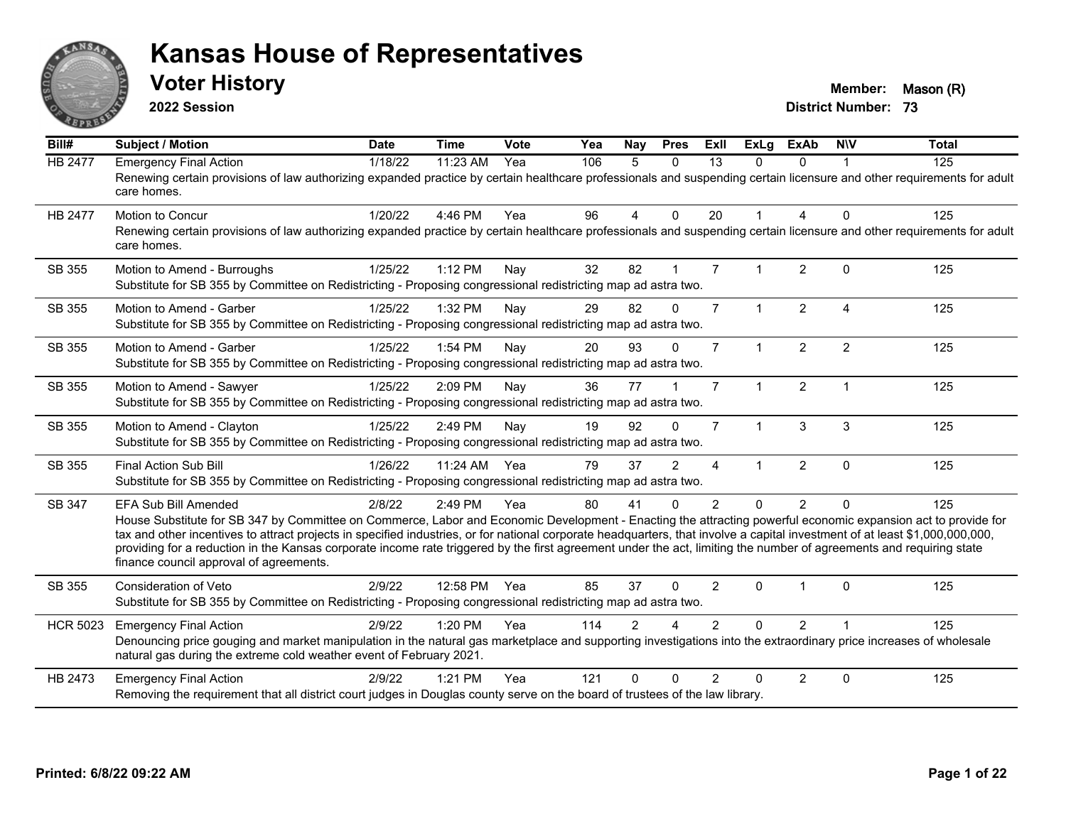# Kansas House of Representatives

## Voter History

**2022 Session**

**Member:** Mason (R)
**District Number:** 73

| Bill# | Subject / Motion | Date | Time | Vote | Yea | Nay | Pres | ExII | ExLg | ExAb | N\V | Total |
|---|---|---|---|---|---|---|---|---|---|---|---|---|
| HB 2477 | Emergency Final Action | 1/18/22 | 11:23 AM | Yea | 106 | 5 | 0 | 13 | 0 | 0 | 1 | 125 |
| | Renewing certain provisions of law authorizing expanded practice by certain healthcare professionals and suspending certain licensure and other requirements for adult care homes. | | | | | | | | | | | |
| HB 2477 | Motion to Concur | 1/20/22 | 4:46 PM | Yea | 96 | 4 | 0 | 20 | 1 | 4 | 0 | 125 |
| | Renewing certain provisions of law authorizing expanded practice by certain healthcare professionals and suspending certain licensure and other requirements for adult care homes. | | | | | | | | | | | |
| SB 355 | Motion to Amend - Burroughs | 1/25/22 | 1:12 PM | Nay | 32 | 82 | 1 | 7 | 1 | 2 | 0 | 125 |
| | Substitute for SB 355 by Committee on Redistricting - Proposing congressional redistricting map ad astra two. | | | | | | | | | | | |
| SB 355 | Motion to Amend - Garber | 1/25/22 | 1:32 PM | Nay | 29 | 82 | 0 | 7 | 1 | 2 | 4 | 125 |
| | Substitute for SB 355 by Committee on Redistricting - Proposing congressional redistricting map ad astra two. | | | | | | | | | | | |
| SB 355 | Motion to Amend - Garber | 1/25/22 | 1:54 PM | Nay | 20 | 93 | 0 | 7 | 1 | 2 | 2 | 125 |
| | Substitute for SB 355 by Committee on Redistricting - Proposing congressional redistricting map ad astra two. | | | | | | | | | | | |
| SB 355 | Motion to Amend - Sawyer | 1/25/22 | 2:09 PM | Nay | 36 | 77 | 1 | 7 | 1 | 2 | 1 | 125 |
| | Substitute for SB 355 by Committee on Redistricting - Proposing congressional redistricting map ad astra two. | | | | | | | | | | | |
| SB 355 | Motion to Amend - Clayton | 1/25/22 | 2:49 PM | Nay | 19 | 92 | 0 | 7 | 1 | 3 | 3 | 125 |
| | Substitute for SB 355 by Committee on Redistricting - Proposing congressional redistricting map ad astra two. | | | | | | | | | | | |
| SB 355 | Final Action Sub Bill | 1/26/22 | 11:24 AM | Yea | 79 | 37 | 2 | 4 | 1 | 2 | 0 | 125 |
| | Substitute for SB 355 by Committee on Redistricting - Proposing congressional redistricting map ad astra two. | | | | | | | | | | | |
| SB 347 | EFA Sub Bill Amended | 2/8/22 | 2:49 PM | Yea | 80 | 41 | 0 | 2 | 0 | 2 | 0 | 125 |
| | House Substitute for SB 347 by Committee on Commerce, Labor and Economic Development - Enacting the attracting powerful economic expansion act to provide for tax and other incentives to attract projects in specified industries, or for national corporate headquarters, that involve a capital investment of at least $1,000,000,000, providing for a reduction in the Kansas corporate income rate triggered by the first agreement under the act, limiting the number of agreements and requiring state finance council approval of agreements. | | | | | | | | | | | |
| SB 355 | Consideration of Veto | 2/9/22 | 12:58 PM | Yea | 85 | 37 | 0 | 2 | 0 | 1 | 0 | 125 |
| | Substitute for SB 355 by Committee on Redistricting - Proposing congressional redistricting map ad astra two. | | | | | | | | | | | |
| HCR 5023 | Emergency Final Action | 2/9/22 | 1:20 PM | Yea | 114 | 2 | 4 | 2 | 0 | 2 | 1 | 125 |
| | Denouncing price gouging and market manipulation in the natural gas marketplace and supporting investigations into the extraordinary price increases of wholesale natural gas during the extreme cold weather event of February 2021. | | | | | | | | | | | |
| HB 2473 | Emergency Final Action | 2/9/22 | 1:21 PM | Yea | 121 | 0 | 0 | 2 | 0 | 2 | 0 | 125 |
| | Removing the requirement that all district court judges in Douglas county serve on the board of trustees of the law library. | | | | | | | | | | | |

**Printed: 6/8/22 09:22 AM**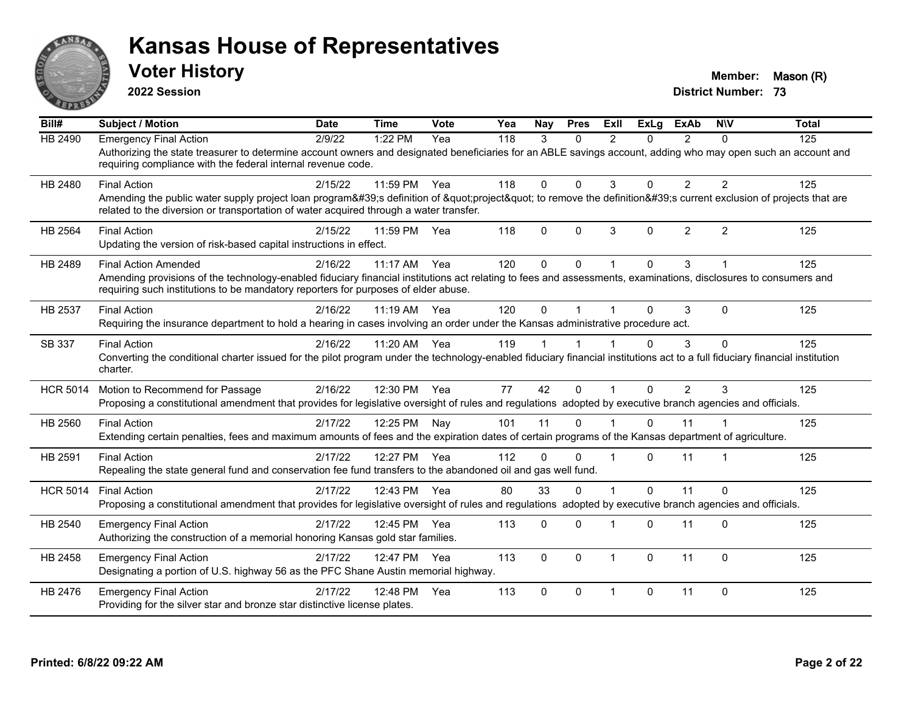# Kansas House of Representatives

## Voter History

**2022 Session**

**Member:** Mason (R)
**District Number:** 73

| Bill# | Subject / Motion | Date | Time | Vote | Yea | Nay | Pres | ExII | ExLg | ExAb | N\V | Total |
|---|---|---|---|---|---|---|---|---|---|---|---|---|
| HB 2490 | Emergency Final Action | 2/9/22 | 1:22 PM | Yea | 118 | 3 | 0 | 2 | 0 | 2 | 0 | 125 |
| | Authorizing the state treasurer to determine account owners and designated beneficiaries for an ABLE savings account, adding who may open such an account and requiring compliance with the federal internal revenue code. | | | | | | | | | | | |
| HB 2480 | Final Action | 2/15/22 | 11:59 PM | Yea | 118 | 0 | 0 | 3 | 0 | 2 | 2 | 125 |
| | Amending the public water supply project loan program&#39;s definition of &quot;project&quot; to remove the definition&#39;s current exclusion of projects that are related to the diversion or transportation of water acquired through a water transfer. | | | | | | | | | | | |
| HB 2564 | Final Action | 2/15/22 | 11:59 PM | Yea | 118 | 0 | 0 | 3 | 0 | 2 | 2 | 125 |
| | Updating the version of risk-based capital instructions in effect. | | | | | | | | | | | |
| HB 2489 | Final Action Amended | 2/16/22 | 11:17 AM | Yea | 120 | 0 | 0 | 1 | 0 | 3 | 1 | 125 |
| | Amending provisions of the technology-enabled fiduciary financial institutions act relating to fees and assessments, examinations, disclosures to consumers and requiring such institutions to be mandatory reporters for purposes of elder abuse. | | | | | | | | | | | |
| HB 2537 | Final Action | 2/16/22 | 11:19 AM | Yea | 120 | 0 | 1 | 1 | 0 | 3 | 0 | 125 |
| | Requiring the insurance department to hold a hearing in cases involving an order under the Kansas administrative procedure act. | | | | | | | | | | | |
| SB 337 | Final Action | 2/16/22 | 11:20 AM | Yea | 119 | 1 | 1 | 1 | 0 | 3 | 0 | 125 |
| | Converting the conditional charter issued for the pilot program under the technology-enabled fiduciary financial institutions act to a full fiduciary financial institution charter. | | | | | | | | | | | |
| HCR 5014 | Motion to Recommend for Passage | 2/16/22 | 12:30 PM | Yea | 77 | 42 | 0 | 1 | 0 | 2 | 3 | 125 |
| | Proposing a constitutional amendment that provides for legislative oversight of rules and regulations adopted by executive branch agencies and officials. | | | | | | | | | | | |
| HB 2560 | Final Action | 2/17/22 | 12:25 PM | Nay | 101 | 11 | 0 | 1 | 0 | 11 | 1 | 125 |
| | Extending certain penalties, fees and maximum amounts of fees and the expiration dates of certain programs of the Kansas department of agriculture. | | | | | | | | | | | |
| HB 2591 | Final Action | 2/17/22 | 12:27 PM | Yea | 112 | 0 | 0 | 1 | 0 | 11 | 1 | 125 |
| | Repealing the state general fund and conservation fee fund transfers to the abandoned oil and gas well fund. | | | | | | | | | | | |
| HCR 5014 | Final Action | 2/17/22 | 12:43 PM | Yea | 80 | 33 | 0 | 1 | 0 | 11 | 0 | 125 |
| | Proposing a constitutional amendment that provides for legislative oversight of rules and regulations adopted by executive branch agencies and officials. | | | | | | | | | | | |
| HB 2540 | Emergency Final Action | 2/17/22 | 12:45 PM | Yea | 113 | 0 | 0 | 1 | 0 | 11 | 0 | 125 |
| | Authorizing the construction of a memorial honoring Kansas gold star families. | | | | | | | | | | | |
| HB 2458 | Emergency Final Action | 2/17/22 | 12:47 PM | Yea | 113 | 0 | 0 | 1 | 0 | 11 | 0 | 125 |
| | Designating a portion of U.S. highway 56 as the PFC Shane Austin memorial highway. | | | | | | | | | | | |
| HB 2476 | Emergency Final Action | 2/17/22 | 12:48 PM | Yea | 113 | 0 | 0 | 1 | 0 | 11 | 0 | 125 |
| | Providing for the silver star and bronze star distinctive license plates. | | | | | | | | | | | |

**Printed: 6/8/22 09:22 AM**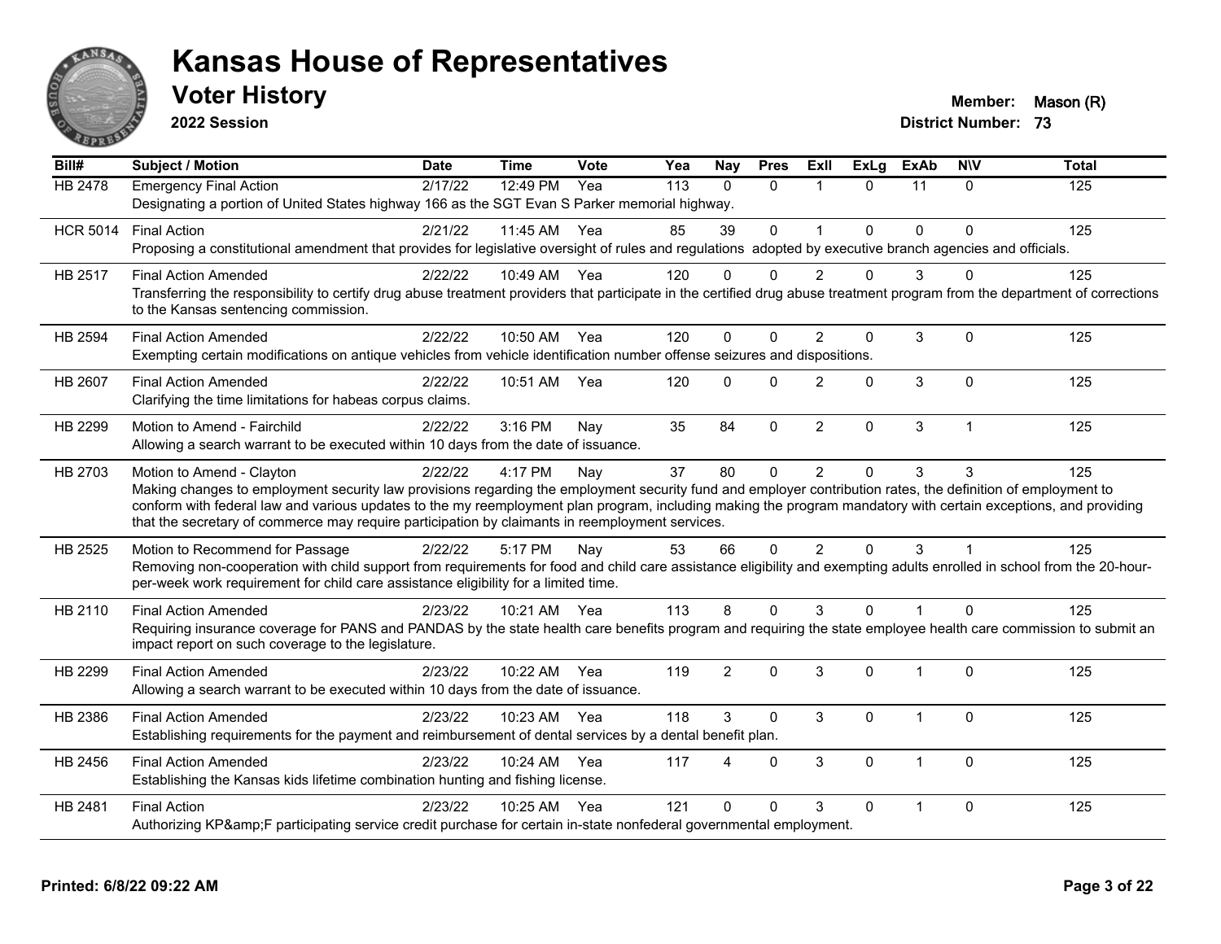# Kansas House of Representatives

## Voter History

**2022 Session**

**Member:** Mason (R)
**District Number:** 73

| Bill# | Subject / Motion | Date | Time | Vote | Yea | Nay | Pres | ExII | ExLg | ExAb | N\V | Total |
|---|---|---|---|---|---|---|---|---|---|---|---|---|
| HB 2478 | Emergency Final Action | 2/17/22 | 12:49 PM | Yea | 113 | 0 | 0 | 1 | 0 | 11 | 0 | 125 |
| | Designating a portion of United States highway 166 as the SGT Evan S Parker memorial highway. | | | | | | | | | | | |
| HCR 5014 | Final Action | 2/21/22 | 11:45 AM | Yea | 85 | 39 | 0 | 1 | 0 | 0 | 0 | 125 |
| | Proposing a constitutional amendment that provides for legislative oversight of rules and regulations adopted by executive branch agencies and officials. | | | | | | | | | | | |
| HB 2517 | Final Action Amended | 2/22/22 | 10:49 AM | Yea | 120 | 0 | 0 | 2 | 0 | 3 | 0 | 125 |
| | Transferring the responsibility to certify drug abuse treatment providers that participate in the certified drug abuse treatment program from the department of corrections to the Kansas sentencing commission. | | | | | | | | | | | |
| HB 2594 | Final Action Amended | 2/22/22 | 10:50 AM | Yea | 120 | 0 | 0 | 2 | 0 | 3 | 0 | 125 |
| | Exempting certain modifications on antique vehicles from vehicle identification number offense seizures and dispositions. | | | | | | | | | | | |
| HB 2607 | Final Action Amended | 2/22/22 | 10:51 AM | Yea | 120 | 0 | 0 | 2 | 0 | 3 | 0 | 125 |
| | Clarifying the time limitations for habeas corpus claims. | | | | | | | | | | | |
| HB 2299 | Motion to Amend - Fairchild | 2/22/22 | 3:16 PM | Nay | 35 | 84 | 0 | 2 | 0 | 3 | 1 | 125 |
| | Allowing a search warrant to be executed within 10 days from the date of issuance. | | | | | | | | | | | |
| HB 2703 | Motion to Amend - Clayton | 2/22/22 | 4:17 PM | Nay | 37 | 80 | 0 | 2 | 0 | 3 | 3 | 125 |
| | Making changes to employment security law provisions regarding the employment security fund and employer contribution rates, the definition of employment to conform with federal law and various updates to the my reemployment plan program, including making the program mandatory with certain exceptions, and providing that the secretary of commerce may require participation by claimants in reemployment services. | | | | | | | | | | | |
| HB 2525 | Motion to Recommend for Passage | 2/22/22 | 5:17 PM | Nay | 53 | 66 | 0 | 2 | 0 | 3 | 1 | 125 |
| | Removing non-cooperation with child support from requirements for food and child care assistance eligibility and exempting adults enrolled in school from the 20-hour-per-week work requirement for child care assistance eligibility for a limited time. | | | | | | | | | | | |
| HB 2110 | Final Action Amended | 2/23/22 | 10:21 AM | Yea | 113 | 8 | 0 | 3 | 0 | 1 | 0 | 125 |
| | Requiring insurance coverage for PANS and PANDAS by the state health care benefits program and requiring the state employee health care commission to submit an impact report on such coverage to the legislature. | | | | | | | | | | | |
| HB 2299 | Final Action Amended | 2/23/22 | 10:22 AM | Yea | 119 | 2 | 0 | 3 | 0 | 1 | 0 | 125 |
| | Allowing a search warrant to be executed within 10 days from the date of issuance. | | | | | | | | | | | |
| HB 2386 | Final Action Amended | 2/23/22 | 10:23 AM | Yea | 118 | 3 | 0 | 3 | 0 | 1 | 0 | 125 |
| | Establishing requirements for the payment and reimbursement of dental services by a dental benefit plan. | | | | | | | | | | | |
| HB 2456 | Final Action Amended | 2/23/22 | 10:24 AM | Yea | 117 | 4 | 0 | 3 | 0 | 1 | 0 | 125 |
| | Establishing the Kansas kids lifetime combination hunting and fishing license. | | | | | | | | | | | |
| HB 2481 | Final Action | 2/23/22 | 10:25 AM | Yea | 121 | 0 | 0 | 3 | 0 | 1 | 0 | 125 |
| | Authorizing KP&amp;F participating service credit purchase for certain in-state nonfederal governmental employment. | | | | | | | | | | | |

**Printed: 6/8/22 09:22 AM**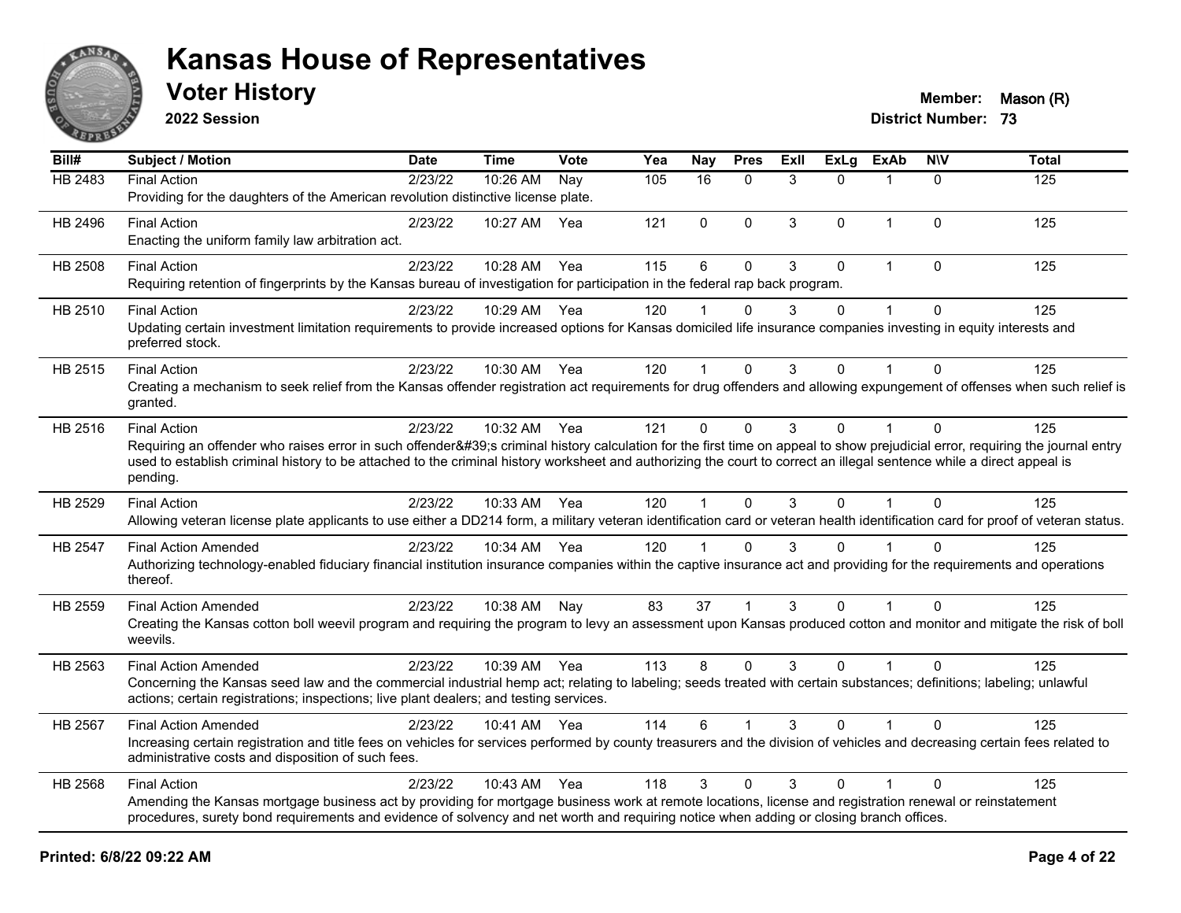# Kansas House of Representatives

## Voter History

**2022 Session**

**Member:** Mason (R)
**District Number:** 73

| Bill# | Subject / Motion | Date | Time | Vote | Yea | Nay | Pres | ExII | ExLg | ExAb | N\V | Total |
|---|---|---|---|---|---|---|---|---|---|---|---|---|
| HB 2483 | Final Action | 2/23/22 | 10:26 AM | Nay | 105 | 16 | 0 | 3 | 0 | 1 | 0 | 125 |
| | Providing for the daughters of the American revolution distinctive license plate. | | | | | | | | | | | |
| HB 2496 | Final Action | 2/23/22 | 10:27 AM | Yea | 121 | 0 | 0 | 3 | 0 | 1 | 0 | 125 |
| | Enacting the uniform family law arbitration act. | | | | | | | | | | | |
| HB 2508 | Final Action | 2/23/22 | 10:28 AM | Yea | 115 | 6 | 0 | 3 | 0 | 1 | 0 | 125 |
| | Requiring retention of fingerprints by the Kansas bureau of investigation for participation in the federal rap back program. | | | | | | | | | | | |
| HB 2510 | Final Action | 2/23/22 | 10:29 AM | Yea | 120 | 1 | 0 | 3 | 0 | 1 | 0 | 125 |
| | Updating certain investment limitation requirements to provide increased options for Kansas domiciled life insurance companies investing in equity interests and preferred stock. | | | | | | | | | | | |
| HB 2515 | Final Action | 2/23/22 | 10:30 AM | Yea | 120 | 1 | 0 | 3 | 0 | 1 | 0 | 125 |
| | Creating a mechanism to seek relief from the Kansas offender registration act requirements for drug offenders and allowing expungement of offenses when such relief is granted. | | | | | | | | | | | |
| HB 2516 | Final Action | 2/23/22 | 10:32 AM | Yea | 121 | 0 | 0 | 3 | 0 | 1 | 0 | 125 |
| | Requiring an offender who raises error in such offender&#39;s criminal history calculation for the first time on appeal to show prejudicial error, requiring the journal entry used to establish criminal history to be attached to the criminal history worksheet and authorizing the court to correct an illegal sentence while a direct appeal is pending. | | | | | | | | | | | |
| HB 2529 | Final Action | 2/23/22 | 10:33 AM | Yea | 120 | 1 | 0 | 3 | 0 | 1 | 0 | 125 |
| | Allowing veteran license plate applicants to use either a DD214 form, a military veteran identification card or veteran health identification card for proof of veteran status. | | | | | | | | | | | |
| HB 2547 | Final Action Amended | 2/23/22 | 10:34 AM | Yea | 120 | 1 | 0 | 3 | 0 | 1 | 0 | 125 |
| | Authorizing technology-enabled fiduciary financial institution insurance companies within the captive insurance act and providing for the requirements and operations thereof. | | | | | | | | | | | |
| HB 2559 | Final Action Amended | 2/23/22 | 10:38 AM | Nay | 83 | 37 | 1 | 3 | 0 | 1 | 0 | 125 |
| | Creating the Kansas cotton boll weevil program and requiring the program to levy an assessment upon Kansas produced cotton and monitor and mitigate the risk of boll weevils. | | | | | | | | | | | |
| HB 2563 | Final Action Amended | 2/23/22 | 10:39 AM | Yea | 113 | 8 | 0 | 3 | 0 | 1 | 0 | 125 |
| | Concerning the Kansas seed law and the commercial industrial hemp act; relating to labeling; seeds treated with certain substances; definitions; labeling; unlawful actions; certain registrations; inspections; live plant dealers; and testing services. | | | | | | | | | | | |
| HB 2567 | Final Action Amended | 2/23/22 | 10:41 AM | Yea | 114 | 6 | 1 | 3 | 0 | 1 | 0 | 125 |
| | Increasing certain registration and title fees on vehicles for services performed by county treasurers and the division of vehicles and decreasing certain fees related to administrative costs and disposition of such fees. | | | | | | | | | | | |
| HB 2568 | Final Action | 2/23/22 | 10:43 AM | Yea | 118 | 3 | 0 | 3 | 0 | 1 | 0 | 125 |
| | Amending the Kansas mortgage business act by providing for mortgage business work at remote locations, license and registration renewal or reinstatement procedures, surety bond requirements and evidence of solvency and net worth and requiring notice when adding or closing branch offices. | | | | | | | | | | | |

**Printed: 6/8/22 09:22 AM**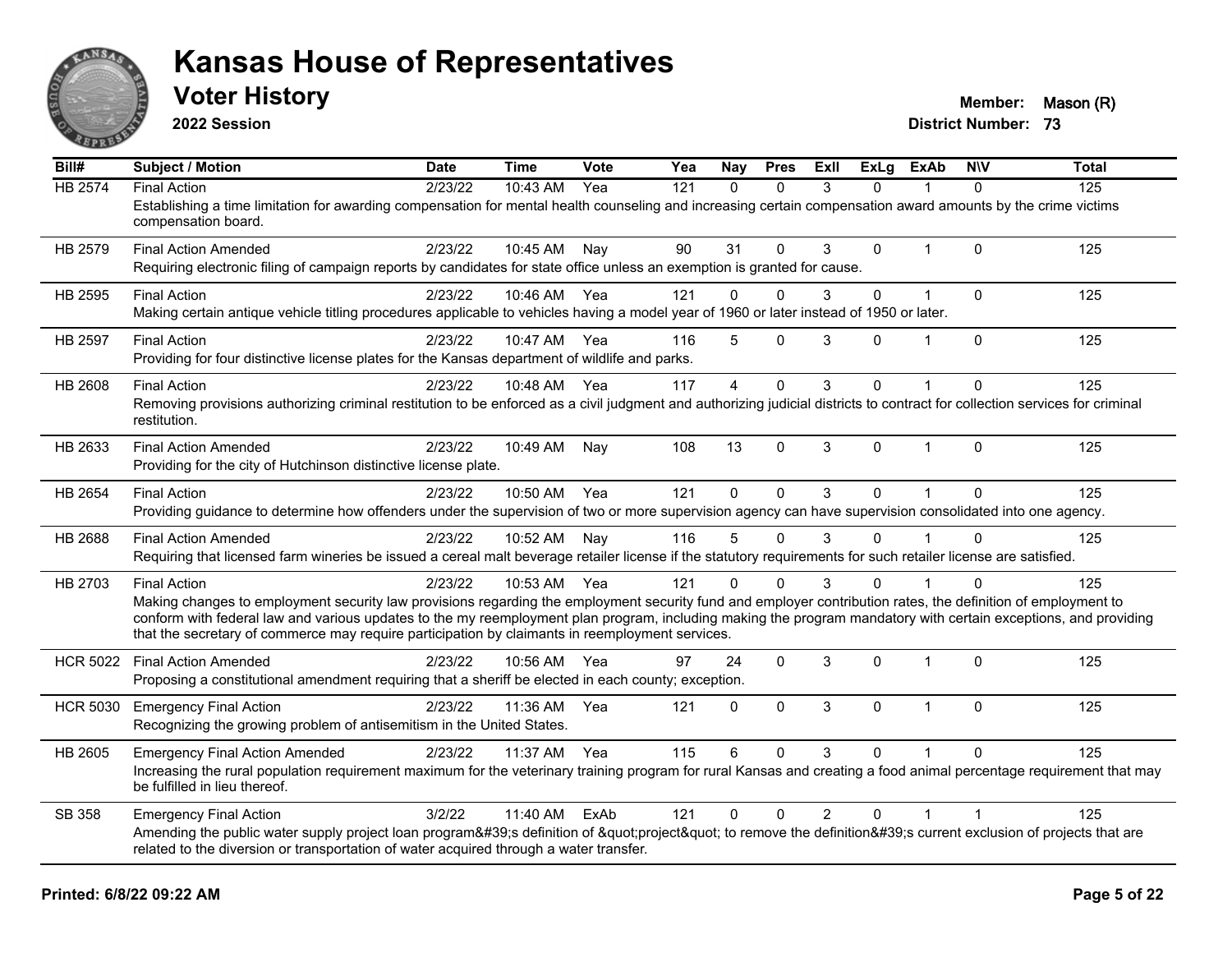# Kansas House of Representatives

## Voter History

**2022 Session**

**Member:** Mason (R)
**District Number:** 73

| Bill# | Subject / Motion | Date | Time | Vote | Yea | Nay | Pres | ExII | ExLg | ExAb | N\V | Total |
|---|---|---|---|---|---|---|---|---|---|---|---|---|
| HB 2574 | Final Action | 2/23/22 | 10:43 AM | Yea | 121 | 0 | 0 | 3 | 0 | 1 | 0 | 125 |
| | Establishing a time limitation for awarding compensation for mental health counseling and increasing certain compensation award amounts by the crime victims compensation board. | | | | | | | | | | | |
| HB 2579 | Final Action Amended | 2/23/22 | 10:45 AM | Nay | 90 | 31 | 0 | 3 | 0 | 1 | 0 | 125 |
| | Requiring electronic filing of campaign reports by candidates for state office unless an exemption is granted for cause. | | | | | | | | | | | |
| HB 2595 | Final Action | 2/23/22 | 10:46 AM | Yea | 121 | 0 | 0 | 3 | 0 | 1 | 0 | 125 |
| | Making certain antique vehicle titling procedures applicable to vehicles having a model year of 1960 or later instead of 1950 or later. | | | | | | | | | | | |
| HB 2597 | Final Action | 2/23/22 | 10:47 AM | Yea | 116 | 5 | 0 | 3 | 0 | 1 | 0 | 125 |
| | Providing for four distinctive license plates for the Kansas department of wildlife and parks. | | | | | | | | | | | |
| HB 2608 | Final Action | 2/23/22 | 10:48 AM | Yea | 117 | 4 | 0 | 3 | 0 | 1 | 0 | 125 |
| | Removing provisions authorizing criminal restitution to be enforced as a civil judgment and authorizing judicial districts to contract for collection services for criminal restitution. | | | | | | | | | | | |
| HB 2633 | Final Action Amended | 2/23/22 | 10:49 AM | Nay | 108 | 13 | 0 | 3 | 0 | 1 | 0 | 125 |
| | Providing for the city of Hutchinson distinctive license plate. | | | | | | | | | | | |
| HB 2654 | Final Action | 2/23/22 | 10:50 AM | Yea | 121 | 0 | 0 | 3 | 0 | 1 | 0 | 125 |
| | Providing guidance to determine how offenders under the supervision of two or more supervision agency can have supervision consolidated into one agency. | | | | | | | | | | | |
| HB 2688 | Final Action Amended | 2/23/22 | 10:52 AM | Nay | 116 | 5 | 0 | 3 | 0 | 1 | 0 | 125 |
| | Requiring that licensed farm wineries be issued a cereal malt beverage retailer license if the statutory requirements for such retailer license are satisfied. | | | | | | | | | | | |
| HB 2703 | Final Action | 2/23/22 | 10:53 AM | Yea | 121 | 0 | 0 | 3 | 0 | 1 | 0 | 125 |
| | Making changes to employment security law provisions regarding the employment security fund and employer contribution rates, the definition of employment to conform with federal law and various updates to the my reemployment plan program, including making the program mandatory with certain exceptions, and providing that the secretary of commerce may require participation by claimants in reemployment services. | | | | | | | | | | | |
| HCR 5022 | Final Action Amended | 2/23/22 | 10:56 AM | Yea | 97 | 24 | 0 | 3 | 0 | 1 | 0 | 125 |
| | Proposing a constitutional amendment requiring that a sheriff be elected in each county; exception. | | | | | | | | | | | |
| HCR 5030 | Emergency Final Action | 2/23/22 | 11:36 AM | Yea | 121 | 0 | 0 | 3 | 0 | 1 | 0 | 125 |
| | Recognizing the growing problem of antisemitism in the United States. | | | | | | | | | | | |
| HB 2605 | Emergency Final Action Amended | 2/23/22 | 11:37 AM | Yea | 115 | 6 | 0 | 3 | 0 | 1 | 0 | 125 |
| | Increasing the rural population requirement maximum for the veterinary training program for rural Kansas and creating a food animal percentage requirement that may be fulfilled in lieu thereof. | | | | | | | | | | | |
| SB 358 | Emergency Final Action | 3/2/22 | 11:40 AM | ExAb | 121 | 0 | 0 | 2 | 0 | 1 | 1 | 125 |
| | Amending the public water supply project loan program&#39;s definition of &quot;project&quot; to remove the definition&#39;s current exclusion of projects that are related to the diversion or transportation of water acquired through a water transfer. | | | | | | | | | | | |

**Printed: 6/8/22 09:22 AM**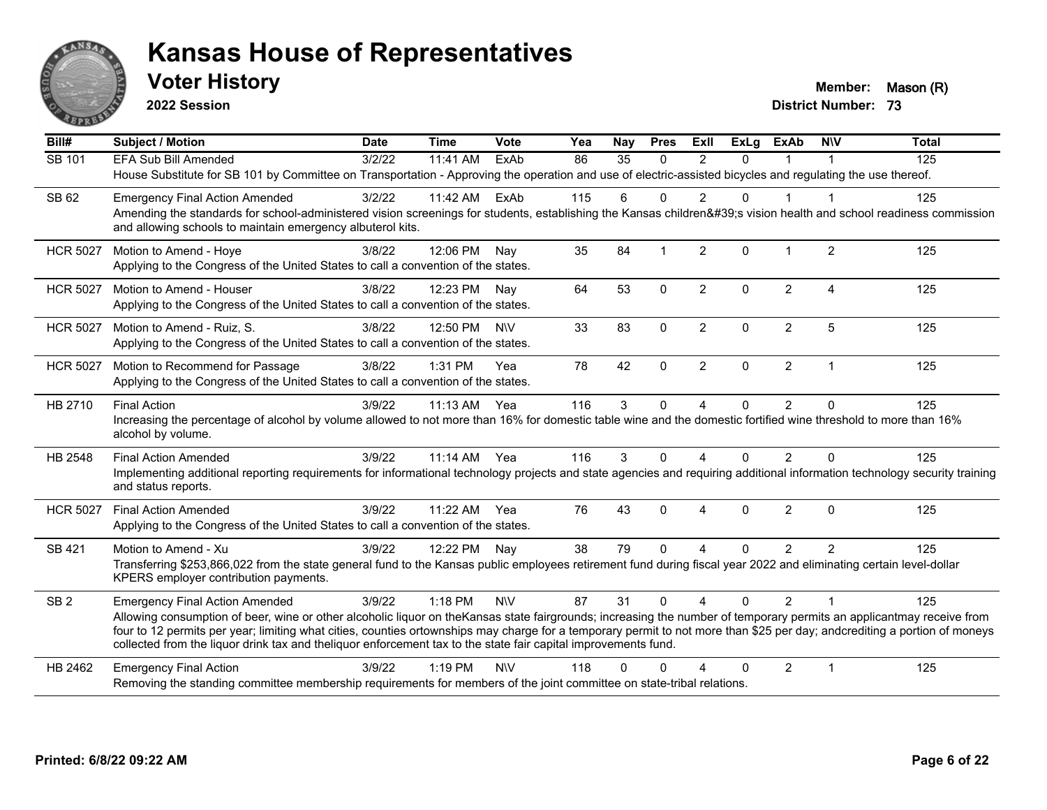# Kansas House of Representatives

## Voter History

**2022 Session**

**Member:** Mason (R)
**District Number:** 73

| Bill# | Subject / Motion | Date | Time | Vote | Yea | Nay | Pres | ExII | ExLg | ExAb | N\V | Total |
|---|---|---|---|---|---|---|---|---|---|---|---|---|
| SB 101 | EFA Sub Bill Amended | 3/2/22 | 11:41 AM | ExAb | 86 | 35 | 0 | 2 | 0 | 1 | 1 | 125 |
| | House Substitute for SB 101 by Committee on Transportation - Approving the operation and use of electric-assisted bicycles and regulating the use thereof. | | | | | | | | | | | |
| SB 62 | Emergency Final Action Amended | 3/2/22 | 11:42 AM | ExAb | 115 | 6 | 0 | 2 | 0 | 1 | 1 | 125 |
| | Amending the standards for school-administered vision screenings for students, establishing the Kansas children&#39;s vision health and school readiness commission and allowing schools to maintain emergency albuterol kits. | | | | | | | | | | | |
| HCR 5027 | Motion to Amend - Hoye | 3/8/22 | 12:06 PM | Nay | 35 | 84 | 1 | 2 | 0 | 1 | 2 | 125 |
| | Applying to the Congress of the United States to call a convention of the states. | | | | | | | | | | | |
| HCR 5027 | Motion to Amend - Houser | 3/8/22 | 12:23 PM | Nay | 64 | 53 | 0 | 2 | 0 | 2 | 4 | 125 |
| | Applying to the Congress of the United States to call a convention of the states. | | | | | | | | | | | |
| HCR 5027 | Motion to Amend - Ruiz, S. | 3/8/22 | 12:50 PM | N\V | 33 | 83 | 0 | 2 | 0 | 2 | 5 | 125 |
| | Applying to the Congress of the United States to call a convention of the states. | | | | | | | | | | | |
| HCR 5027 | Motion to Recommend for Passage | 3/8/22 | 1:31 PM | Yea | 78 | 42 | 0 | 2 | 0 | 2 | 1 | 125 |
| | Applying to the Congress of the United States to call a convention of the states. | | | | | | | | | | | |
| HB 2710 | Final Action | 3/9/22 | 11:13 AM | Yea | 116 | 3 | 0 | 4 | 0 | 2 | 0 | 125 |
| | Increasing the percentage of alcohol by volume allowed to not more than 16% for domestic table wine and the domestic fortified wine threshold to more than 16% alcohol by volume. | | | | | | | | | | | |
| HB 2548 | Final Action Amended | 3/9/22 | 11:14 AM | Yea | 116 | 3 | 0 | 4 | 0 | 2 | 0 | 125 |
| | Implementing additional reporting requirements for informational technology projects and state agencies and requiring additional information technology security training and status reports. | | | | | | | | | | | |
| HCR 5027 | Final Action Amended | 3/9/22 | 11:22 AM | Yea | 76 | 43 | 0 | 4 | 0 | 2 | 0 | 125 |
| | Applying to the Congress of the United States to call a convention of the states. | | | | | | | | | | | |
| SB 421 | Motion to Amend - Xu | 3/9/22 | 12:22 PM | Nay | 38 | 79 | 0 | 4 | 0 | 2 | 2 | 125 |
| | Transferring $253,866,022 from the state general fund to the Kansas public employees retirement fund during fiscal year 2022 and eliminating certain level-dollar KPERS employer contribution payments. | | | | | | | | | | | |
| SB 2 | Emergency Final Action Amended | 3/9/22 | 1:18 PM | N\V | 87 | 31 | 0 | 4 | 0 | 2 | 1 | 125 |
| | Allowing consumption of beer, wine or other alcoholic liquor on theKansas state fairgrounds; increasing the number of temporary permits an applicantmay receive from four to 12 permits per year; limiting what cities, counties ortownships may charge for a temporary permit to not more than $25 per day; andcrediting a portion of moneys collected from the liquor drink tax and theliquor enforcement tax to the state fair capital improvements fund. | | | | | | | | | | | |
| HB 2462 | Emergency Final Action | 3/9/22 | 1:19 PM | N\V | 118 | 0 | 0 | 4 | 0 | 2 | 1 | 125 |
| | Removing the standing committee membership requirements for members of the joint committee on state-tribal relations. | | | | | | | | | | | |

**Printed: 6/8/22 09:22 AM**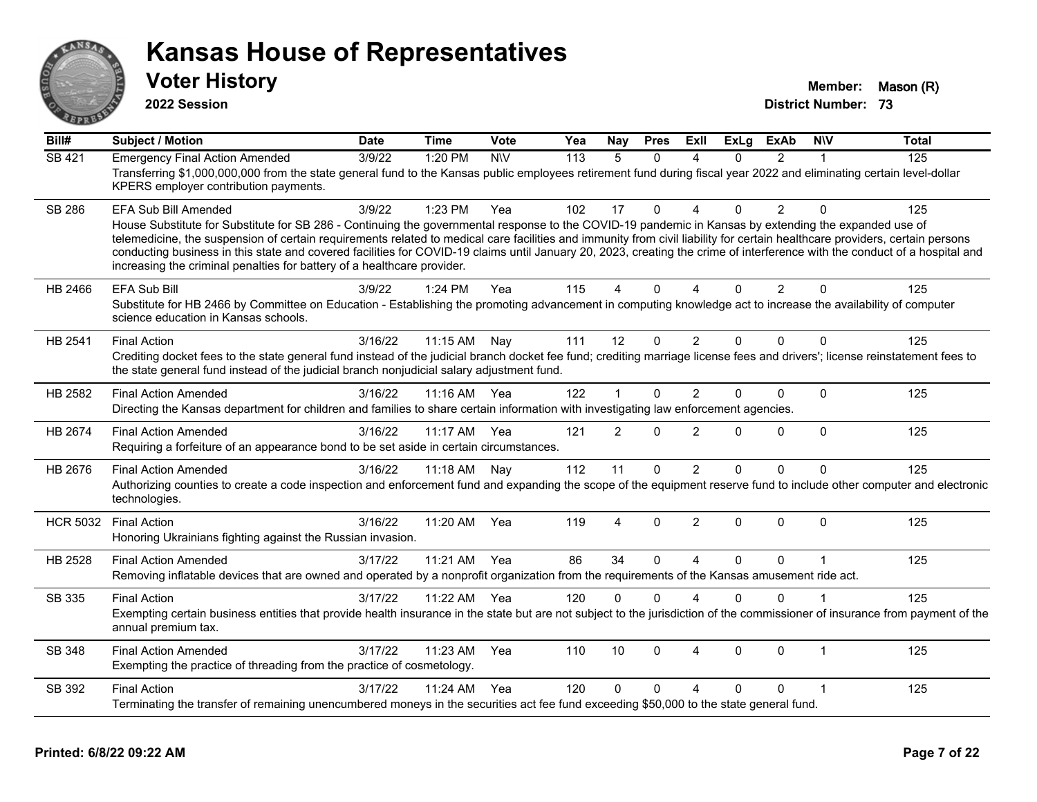# Kansas House of Representatives

## Voter History

**2022 Session**

**Member:** Mason (R)
**District Number:** 73

| Bill# | Subject / Motion | Date | Time | Vote | Yea | Nay | Pres | ExII | ExLg | ExAb | N\V | Total |
|---|---|---|---|---|---|---|---|---|---|---|---|---|
| SB 421 | Emergency Final Action Amended | 3/9/22 | 1:20 PM | N\V | 113 | 5 | 0 | 4 | 0 | 2 | 1 | 125 |
| | Transferring $1,000,000,000 from the state general fund to the Kansas public employees retirement fund during fiscal year 2022 and eliminating certain level-dollar KPERS employer contribution payments. | | | | | | | | | | | |
| SB 286 | EFA Sub Bill Amended | 3/9/22 | 1:23 PM | Yea | 102 | 17 | 0 | 4 | 0 | 2 | 0 | 125 |
| | House Substitute for Substitute for SB 286 - Continuing the governmental response to the COVID-19 pandemic in Kansas by extending the expanded use of telemedicine, the suspension of certain requirements related to medical care facilities and immunity from civil liability for certain healthcare providers, certain persons conducting business in this state and covered facilities for COVID-19 claims until January 20, 2023, creating the crime of interference with the conduct of a hospital and increasing the criminal penalties for battery of a healthcare provider. | | | | | | | | | | | |
| HB 2466 | EFA Sub Bill | 3/9/22 | 1:24 PM | Yea | 115 | 4 | 0 | 4 | 0 | 2 | 0 | 125 |
| | Substitute for HB 2466 by Committee on Education - Establishing the promoting advancement in computing knowledge act to increase the availability of computer science education in Kansas schools. | | | | | | | | | | | |
| HB 2541 | Final Action | 3/16/22 | 11:15 AM | Nay | 111 | 12 | 0 | 2 | 0 | 0 | 0 | 125 |
| | Crediting docket fees to the state general fund instead of the judicial branch docket fee fund; crediting marriage license fees and drivers'; license reinstatement fees to the state general fund instead of the judicial branch nonjudicial salary adjustment fund. | | | | | | | | | | | |
| HB 2582 | Final Action Amended | 3/16/22 | 11:16 AM | Yea | 122 | 1 | 0 | 2 | 0 | 0 | 0 | 125 |
| | Directing the Kansas department for children and families to share certain information with investigating law enforcement agencies. | | | | | | | | | | | |
| HB 2674 | Final Action Amended | 3/16/22 | 11:17 AM | Yea | 121 | 2 | 0 | 2 | 0 | 0 | 0 | 125 |
| | Requiring a forfeiture of an appearance bond to be set aside in certain circumstances. | | | | | | | | | | | |
| HB 2676 | Final Action Amended | 3/16/22 | 11:18 AM | Nay | 112 | 11 | 0 | 2 | 0 | 0 | 0 | 125 |
| | Authorizing counties to create a code inspection and enforcement fund and expanding the scope of the equipment reserve fund to include other computer and electronic technologies. | | | | | | | | | | | |
| HCR 5032 | Final Action | 3/16/22 | 11:20 AM | Yea | 119 | 4 | 0 | 2 | 0 | 0 | 0 | 125 |
| | Honoring Ukrainians fighting against the Russian invasion. | | | | | | | | | | | |
| HB 2528 | Final Action Amended | 3/17/22 | 11:21 AM | Yea | 86 | 34 | 0 | 4 | 0 | 0 | 1 | 125 |
| | Removing inflatable devices that are owned and operated by a nonprofit organization from the requirements of the Kansas amusement ride act. | | | | | | | | | | | |
| SB 335 | Final Action | 3/17/22 | 11:22 AM | Yea | 120 | 0 | 0 | 4 | 0 | 0 | 1 | 125 |
| | Exempting certain business entities that provide health insurance in the state but are not subject to the jurisdiction of the commissioner of insurance from payment of the annual premium tax. | | | | | | | | | | | |
| SB 348 | Final Action Amended | 3/17/22 | 11:23 AM | Yea | 110 | 10 | 0 | 4 | 0 | 0 | 1 | 125 |
| | Exempting the practice of threading from the practice of cosmetology. | | | | | | | | | | | |
| SB 392 | Final Action | 3/17/22 | 11:24 AM | Yea | 120 | 0 | 0 | 4 | 0 | 0 | 1 | 125 |
| | Terminating the transfer of remaining unencumbered moneys in the securities act fee fund exceeding $50,000 to the state general fund. | | | | | | | | | | | |

Printed: 6/8/22 09:22 AM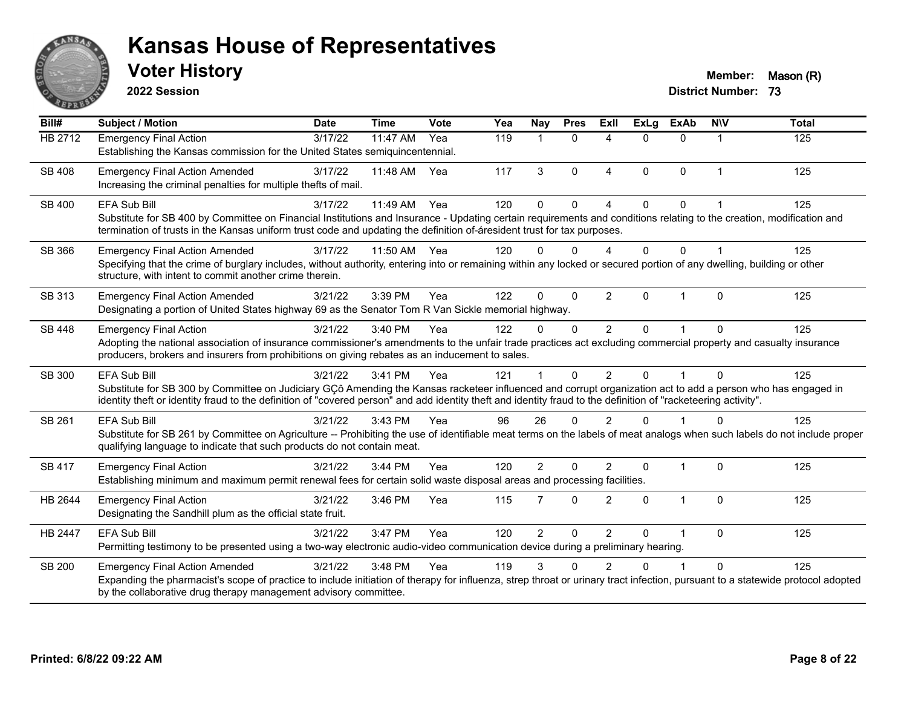# Kansas House of Representatives

## Voter History

**2022 Session**

**Member:** Mason (R)
**District Number:** 73

| Bill# | Subject / Motion | Date | Time | Vote | Yea | Nay | Pres | ExII | ExLg | ExAb | N\V | Total |
|---|---|---|---|---|---|---|---|---|---|---|---|---|
| HB 2712 | Emergency Final Action<br>Establishing the Kansas commission for the United States semiquincentennial. | 3/17/22 | 11:47 AM | Yea | 119 | 1 | 0 | 4 | 0 | 0 | 1 | 125 |
| SB 408 | Emergency Final Action Amended<br>Increasing the criminal penalties for multiple thefts of mail. | 3/17/22 | 11:48 AM | Yea | 117 | 3 | 0 | 4 | 0 | 0 | 1 | 125 |
| SB 400 | EFA Sub Bill<br>Substitute for SB 400 by Committee on Financial Institutions and Insurance - Updating certain requirements and conditions relating to the creation, modification and termination of trusts in the Kansas uniform trust code and updating the definition of-áresident trust for tax purposes. | 3/17/22 | 11:49 AM | Yea | 120 | 0 | 0 | 4 | 0 | 0 | 1 | 125 |
| SB 366 | Emergency Final Action Amended<br>Specifying that the crime of burglary includes, without authority, entering into or remaining within any locked or secured portion of any dwelling, building or other structure, with intent to commit another crime therein. | 3/17/22 | 11:50 AM | Yea | 120 | 0 | 0 | 4 | 0 | 0 | 1 | 125 |
| SB 313 | Emergency Final Action Amended<br>Designating a portion of United States highway 69 as the Senator Tom R Van Sickle memorial highway. | 3/21/22 | 3:39 PM | Yea | 122 | 0 | 0 | 2 | 0 | 1 | 0 | 125 |
| SB 448 | Emergency Final Action<br>Adopting the national association of insurance commissioner's amendments to the unfair trade practices act excluding commercial property and casualty insurance producers, brokers and insurers from prohibitions on giving rebates as an inducement to sales. | 3/21/22 | 3:40 PM | Yea | 122 | 0 | 0 | 2 | 0 | 1 | 0 | 125 |
| SB 300 | EFA Sub Bill<br>Substitute for SB 300 by Committee on Judiciary GÇô Amending the Kansas racketeer influenced and corrupt organization act to add a person who has engaged in identity theft or identity fraud to the definition of "covered person" and add identity theft and identity fraud to the definition of "racketeering activity". | 3/21/22 | 3:41 PM | Yea | 121 | 1 | 0 | 2 | 0 | 1 | 0 | 125 |
| SB 261 | EFA Sub Bill<br>Substitute for SB 261 by Committee on Agriculture -- Prohibiting the use of identifiable meat terms on the labels of meat analogs when such labels do not include proper qualifying language to indicate that such products do not contain meat. | 3/21/22 | 3:43 PM | Yea | 96 | 26 | 0 | 2 | 0 | 1 | 0 | 125 |
| SB 417 | Emergency Final Action<br>Establishing minimum and maximum permit renewal fees for certain solid waste disposal areas and processing facilities. | 3/21/22 | 3:44 PM | Yea | 120 | 2 | 0 | 2 | 0 | 1 | 0 | 125 |
| HB 2644 | Emergency Final Action<br>Designating the Sandhill plum as the official state fruit. | 3/21/22 | 3:46 PM | Yea | 115 | 7 | 0 | 2 | 0 | 1 | 0 | 125 |
| HB 2447 | EFA Sub Bill<br>Permitting testimony to be presented using a two-way electronic audio-video communication device during a preliminary hearing. | 3/21/22 | 3:47 PM | Yea | 120 | 2 | 0 | 2 | 0 | 1 | 0 | 125 |
| SB 200 | Emergency Final Action Amended<br>Expanding the pharmacist's scope of practice to include initiation of therapy for influenza, strep throat or urinary tract infection, pursuant to a statewide protocol adopted by the collaborative drug therapy management advisory committee. | 3/21/22 | 3:48 PM | Yea | 119 | 3 | 0 | 2 | 0 | 1 | 0 | 125 |

**Printed: 6/8/22 09:22 AM**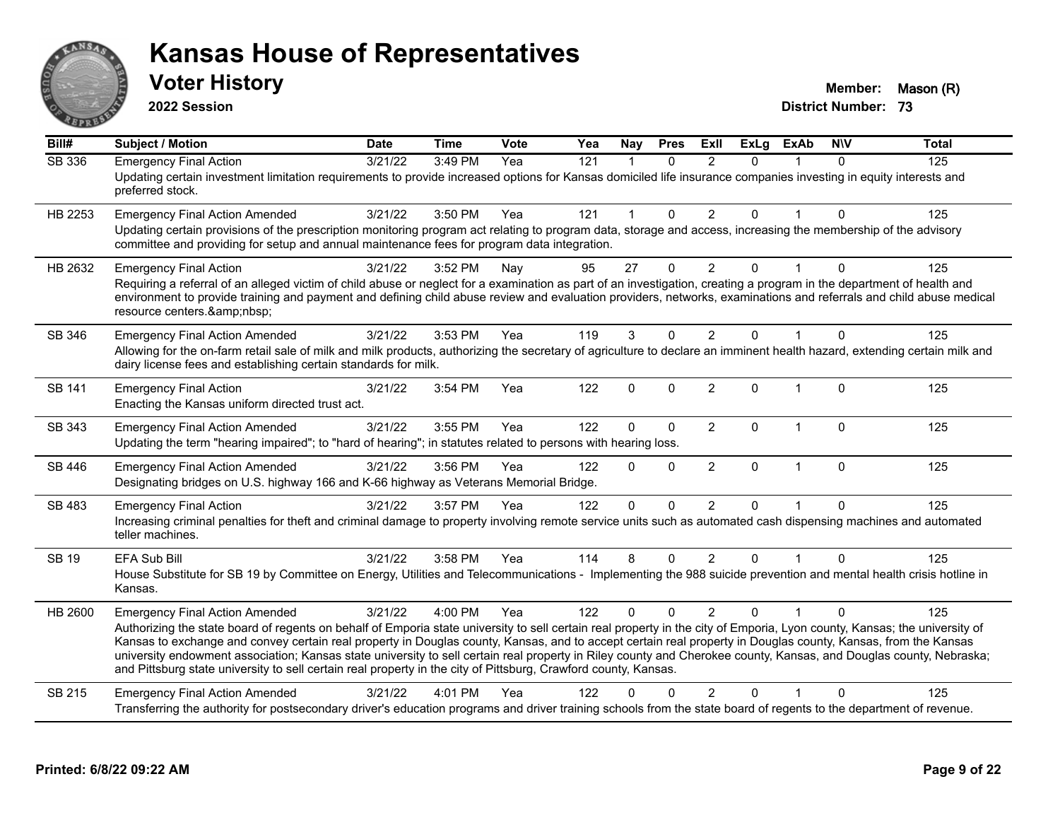# Kansas House of Representatives

## Voter History

**2022 Session**

**Member:** Mason (R)
**District Number:** 73

| Bill# | Subject / Motion | Date | Time | Vote | Yea | Nay | Pres | ExII | ExLg | ExAb | N\V | Total |
|---|---|---|---|---|---|---|---|---|---|---|---|---|
| SB 336 | Emergency Final Action | 3/21/22 | 3:49 PM | Yea | 121 | 1 | 0 | 2 | 0 | 1 | 0 | 125 |
| | Updating certain investment limitation requirements to provide increased options for Kansas domiciled life insurance companies investing in equity interests and preferred stock. | | | | | | | | | | | |
| HB 2253 | Emergency Final Action Amended | 3/21/22 | 3:50 PM | Yea | 121 | 1 | 0 | 2 | 0 | 1 | 0 | 125 |
| | Updating certain provisions of the prescription monitoring program act relating to program data, storage and access, increasing the membership of the advisory committee and providing for setup and annual maintenance fees for program data integration. | | | | | | | | | | | |
| HB 2632 | Emergency Final Action | 3/21/22 | 3:52 PM | Nay | 95 | 27 | 0 | 2 | 0 | 1 | 0 | 125 |
| | Requiring a referral of an alleged victim of child abuse or neglect for a examination as part of an investigation, creating a program in the department of health and environment to provide training and payment and defining child abuse review and evaluation providers, networks, examinations and referrals and child abuse medical resource centers.&amp;nbsp; | | | | | | | | | | | |
| SB 346 | Emergency Final Action Amended | 3/21/22 | 3:53 PM | Yea | 119 | 3 | 0 | 2 | 0 | 1 | 0 | 125 |
| | Allowing for the on-farm retail sale of milk and milk products, authorizing the secretary of agriculture to declare an imminent health hazard, extending certain milk and dairy license fees and establishing certain standards for milk. | | | | | | | | | | | |
| SB 141 | Emergency Final Action | 3/21/22 | 3:54 PM | Yea | 122 | 0 | 0 | 2 | 0 | 1 | 0 | 125 |
| | Enacting the Kansas uniform directed trust act. | | | | | | | | | | | |
| SB 343 | Emergency Final Action Amended | 3/21/22 | 3:55 PM | Yea | 122 | 0 | 0 | 2 | 0 | 1 | 0 | 125 |
| | Updating the term "hearing impaired"; to "hard of hearing"; in statutes related to persons with hearing loss. | | | | | | | | | | | |
| SB 446 | Emergency Final Action Amended | 3/21/22 | 3:56 PM | Yea | 122 | 0 | 0 | 2 | 0 | 1 | 0 | 125 |
| | Designating bridges on U.S. highway 166 and K-66 highway as Veterans Memorial Bridge. | | | | | | | | | | | |
| SB 483 | Emergency Final Action | 3/21/22 | 3:57 PM | Yea | 122 | 0 | 0 | 2 | 0 | 1 | 0 | 125 |
| | Increasing criminal penalties for theft and criminal damage to property involving remote service units such as automated cash dispensing machines and automated teller machines. | | | | | | | | | | | |
| SB 19 | EFA Sub Bill | 3/21/22 | 3:58 PM | Yea | 114 | 8 | 0 | 2 | 0 | 1 | 0 | 125 |
| | House Substitute for SB 19 by Committee on Energy, Utilities and Telecommunications - Implementing the 988 suicide prevention and mental health crisis hotline in Kansas. | | | | | | | | | | | |
| HB 2600 | Emergency Final Action Amended | 3/21/22 | 4:00 PM | Yea | 122 | 0 | 0 | 2 | 0 | 1 | 0 | 125 |
| | Authorizing the state board of regents on behalf of Emporia state university to sell certain real property in the city of Emporia, Lyon county, Kansas; the university of Kansas to exchange and convey certain real property in Douglas county, Kansas, and to accept certain real property in Douglas county, Kansas, from the Kansas university endowment association; Kansas state university to sell certain real property in Riley county and Cherokee county, Kansas, and Douglas county, Nebraska; and Pittsburg state university to sell certain real property in the city of Pittsburg, Crawford county, Kansas. | | | | | | | | | | | |
| SB 215 | Emergency Final Action Amended | 3/21/22 | 4:01 PM | Yea | 122 | 0 | 0 | 2 | 0 | 1 | 0 | 125 |
| | Transferring the authority for postsecondary driver's education programs and driver training schools from the state board of regents to the department of revenue. | | | | | | | | | | | |

**Printed: 6/8/22 09:22 AM**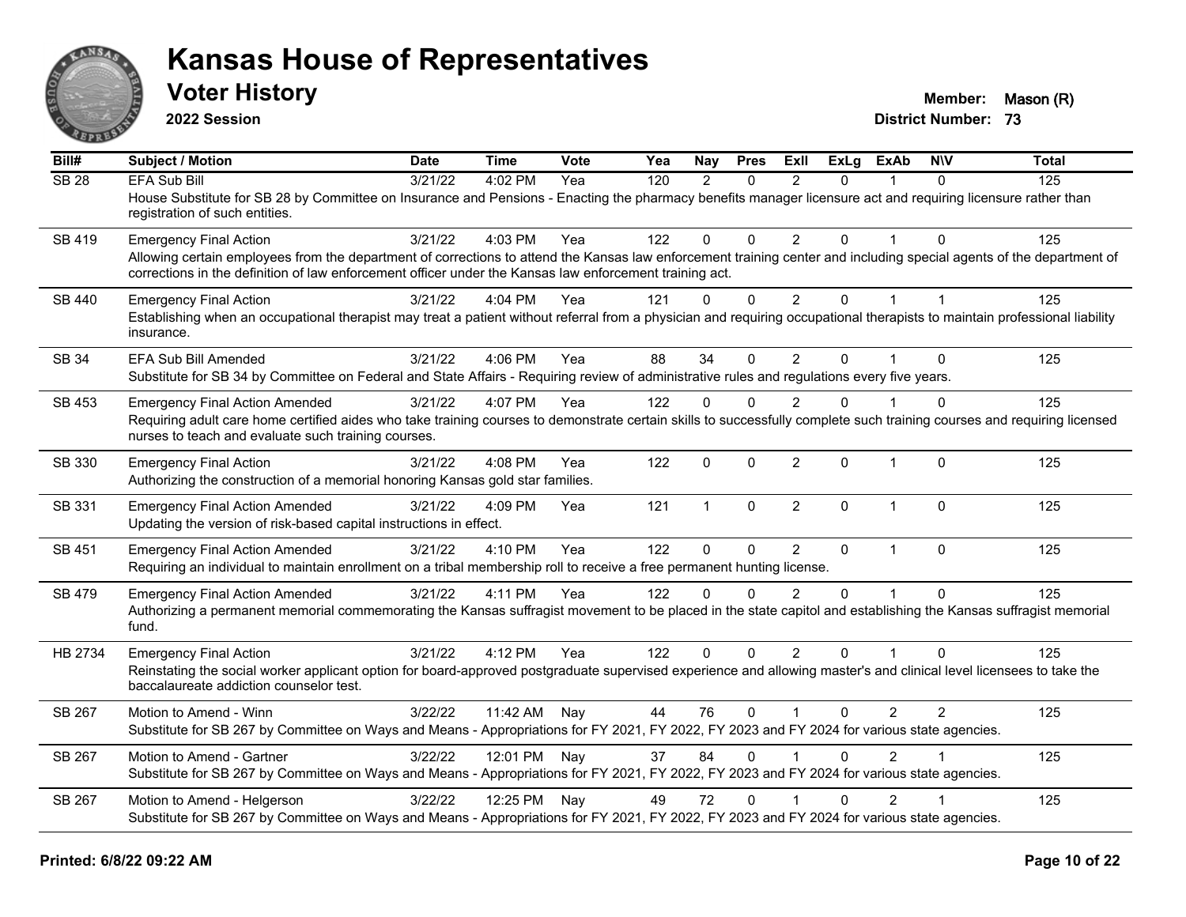# Kansas House of Representatives

## Voter History

**2022 Session**

**Member:** Mason (R)
**District Number:** 73

| Bill# | Subject / Motion | Date | Time | Vote | Yea | Nay | Pres | ExII | ExLg | ExAb | N\V | Total |
|---|---|---|---|---|---|---|---|---|---|---|---|---|
| SB 28 | EFA Sub Bill | 3/21/22 | 4:02 PM | Yea | 120 | 2 | 0 | 2 | 0 | 1 | 0 | 125 |
| | House Substitute for SB 28 by Committee on Insurance and Pensions - Enacting the pharmacy benefits manager licensure act and requiring licensure rather than registration of such entities. | | | | | | | | | | | |
| SB 419 | Emergency Final Action | 3/21/22 | 4:03 PM | Yea | 122 | 0 | 0 | 2 | 0 | 1 | 0 | 125 |
| | Allowing certain employees from the department of corrections to attend the Kansas law enforcement training center and including special agents of the department of corrections in the definition of law enforcement officer under the Kansas law enforcement training act. | | | | | | | | | | | |
| SB 440 | Emergency Final Action | 3/21/22 | 4:04 PM | Yea | 121 | 0 | 0 | 2 | 0 | 1 | 1 | 125 |
| | Establishing when an occupational therapist may treat a patient without referral from a physician and requiring occupational therapists to maintain professional liability insurance. | | | | | | | | | | | |
| SB 34 | EFA Sub Bill Amended | 3/21/22 | 4:06 PM | Yea | 88 | 34 | 0 | 2 | 0 | 1 | 0 | 125 |
| | Substitute for SB 34 by Committee on Federal and State Affairs - Requiring review of administrative rules and regulations every five years. | | | | | | | | | | | |
| SB 453 | Emergency Final Action Amended | 3/21/22 | 4:07 PM | Yea | 122 | 0 | 0 | 2 | 0 | 1 | 0 | 125 |
| | Requiring adult care home certified aides who take training courses to demonstrate certain skills to successfully complete such training courses and requiring licensed nurses to teach and evaluate such training courses. | | | | | | | | | | | |
| SB 330 | Emergency Final Action | 3/21/22 | 4:08 PM | Yea | 122 | 0 | 0 | 2 | 0 | 1 | 0 | 125 |
| | Authorizing the construction of a memorial honoring Kansas gold star families. | | | | | | | | | | | |
| SB 331 | Emergency Final Action Amended | 3/21/22 | 4:09 PM | Yea | 121 | 1 | 0 | 2 | 0 | 1 | 0 | 125 |
| | Updating the version of risk-based capital instructions in effect. | | | | | | | | | | | |
| SB 451 | Emergency Final Action Amended | 3/21/22 | 4:10 PM | Yea | 122 | 0 | 0 | 2 | 0 | 1 | 0 | 125 |
| | Requiring an individual to maintain enrollment on a tribal membership roll to receive a free permanent hunting license. | | | | | | | | | | | |
| SB 479 | Emergency Final Action Amended | 3/21/22 | 4:11 PM | Yea | 122 | 0 | 0 | 2 | 0 | 1 | 0 | 125 |
| | Authorizing a permanent memorial commemorating the Kansas suffragist movement to be placed in the state capitol and establishing the Kansas suffragist memorial fund. | | | | | | | | | | | |
| HB 2734 | Emergency Final Action | 3/21/22 | 4:12 PM | Yea | 122 | 0 | 0 | 2 | 0 | 1 | 0 | 125 |
| | Reinstating the social worker applicant option for board-approved postgraduate supervised experience and allowing master's and clinical level licensees to take the baccalaureate addiction counselor test. | | | | | | | | | | | |
| SB 267 | Motion to Amend - Winn | 3/22/22 | 11:42 AM | Nay | 44 | 76 | 0 | 1 | 0 | 2 | 2 | 125 |
| | Substitute for SB 267 by Committee on Ways and Means - Appropriations for FY 2021, FY 2022, FY 2023 and FY 2024 for various state agencies. | | | | | | | | | | | |
| SB 267 | Motion to Amend - Gartner | 3/22/22 | 12:01 PM | Nay | 37 | 84 | 0 | 1 | 0 | 2 | 1 | 125 |
| | Substitute for SB 267 by Committee on Ways and Means - Appropriations for FY 2021, FY 2022, FY 2023 and FY 2024 for various state agencies. | | | | | | | | | | | |
| SB 267 | Motion to Amend - Helgerson | 3/22/22 | 12:25 PM | Nay | 49 | 72 | 0 | 1 | 0 | 2 | 1 | 125 |
| | Substitute for SB 267 by Committee on Ways and Means - Appropriations for FY 2021, FY 2022, FY 2023 and FY 2024 for various state agencies. | | | | | | | | | | | |

**Printed: 6/8/22 09:22 AM**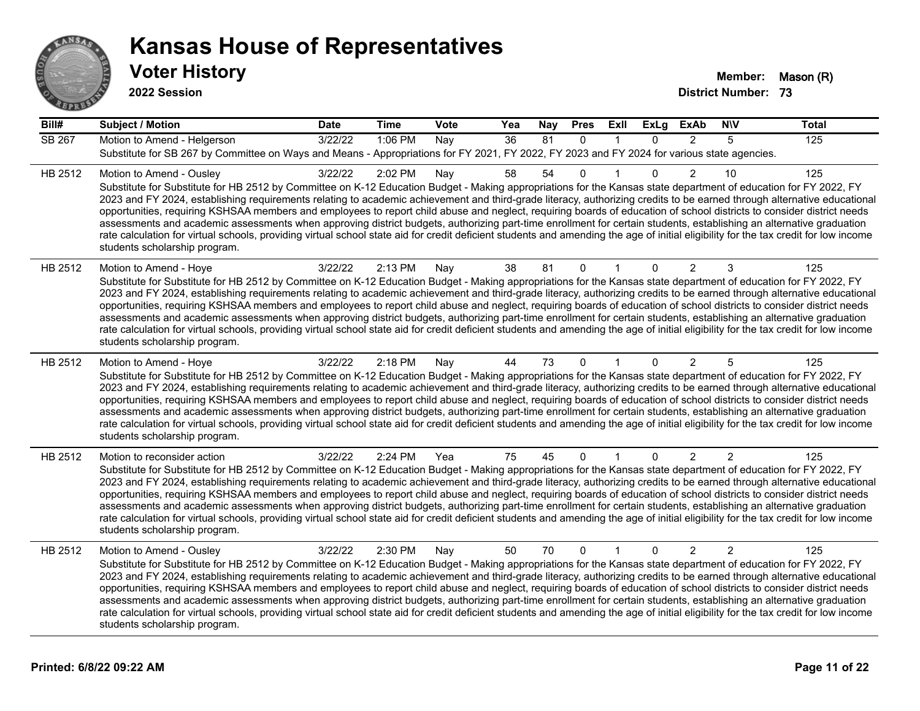# Kansas House of Representatives

## Voter History

**2022 Session**

**Member:** Mason (R)
**District Number:** 73

| Bill# | Subject / Motion | Date | Time | Vote | Yea | Nay | Pres | ExII | ExLg | ExAb | N\V | Total |
|---|---|---|---|---|---|---|---|---|---|---|---|---|
| SB 267 | Motion to Amend - Helgerson | 3/22/22 | 1:06 PM | Nay | 36 | 81 | 0 | 1 | 0 | 2 | 5 | 125 |
| | Substitute for SB 267 by Committee on Ways and Means - Appropriations for FY 2021, FY 2022, FY 2023 and FY 2024 for various state agencies. | | | | | | | | | | | |
| HB 2512 | Motion to Amend - Ousley | 3/22/22 | 2:02 PM | Nay | 58 | 54 | 0 | 1 | 0 | 2 | 10 | 125 |
| | Substitute for Substitute for HB 2512 by Committee on K-12 Education Budget - Making appropriations for the Kansas state department of education for FY 2022, FY 2023 and FY 2024, establishing requirements relating to academic achievement and third-grade literacy, authorizing credits to be earned through alternative educational opportunities, requiring KSHSAA members and employees to report child abuse and neglect, requiring boards of education of school districts to consider district needs assessments and academic assessments when approving district budgets, authorizing part-time enrollment for certain students, establishing an alternative graduation rate calculation for virtual schools, providing virtual school state aid for credit deficient students and amending the age of initial eligibility for the tax credit for low income students scholarship program. | | | | | | | | | | | |
| HB 2512 | Motion to Amend - Hoye | 3/22/22 | 2:13 PM | Nay | 38 | 81 | 0 | 1 | 0 | 2 | 3 | 125 |
| | Substitute for Substitute for HB 2512 by Committee on K-12 Education Budget - Making appropriations for the Kansas state department of education for FY 2022, FY 2023 and FY 2024, establishing requirements relating to academic achievement and third-grade literacy, authorizing credits to be earned through alternative educational opportunities, requiring KSHSAA members and employees to report child abuse and neglect, requiring boards of education of school districts to consider district needs assessments and academic assessments when approving district budgets, authorizing part-time enrollment for certain students, establishing an alternative graduation rate calculation for virtual schools, providing virtual school state aid for credit deficient students and amending the age of initial eligibility for the tax credit for low income students scholarship program. | | | | | | | | | | | |
| HB 2512 | Motion to Amend - Hoye | 3/22/22 | 2:18 PM | Nay | 44 | 73 | 0 | 1 | 0 | 2 | 5 | 125 |
| | Substitute for Substitute for HB 2512 by Committee on K-12 Education Budget - Making appropriations for the Kansas state department of education for FY 2022, FY 2023 and FY 2024, establishing requirements relating to academic achievement and third-grade literacy, authorizing credits to be earned through alternative educational opportunities, requiring KSHSAA members and employees to report child abuse and neglect, requiring boards of education of school districts to consider district needs assessments and academic assessments when approving district budgets, authorizing part-time enrollment for certain students, establishing an alternative graduation rate calculation for virtual schools, providing virtual school state aid for credit deficient students and amending the age of initial eligibility for the tax credit for low income students scholarship program. | | | | | | | | | | | |
| HB 2512 | Motion to reconsider action | 3/22/22 | 2:24 PM | Yea | 75 | 45 | 0 | 1 | 0 | 2 | 2 | 125 |
| | Substitute for Substitute for HB 2512 by Committee on K-12 Education Budget - Making appropriations for the Kansas state department of education for FY 2022, FY 2023 and FY 2024, establishing requirements relating to academic achievement and third-grade literacy, authorizing credits to be earned through alternative educational opportunities, requiring KSHSAA members and employees to report child abuse and neglect, requiring boards of education of school districts to consider district needs assessments and academic assessments when approving district budgets, authorizing part-time enrollment for certain students, establishing an alternative graduation rate calculation for virtual schools, providing virtual school state aid for credit deficient students and amending the age of initial eligibility for the tax credit for low income students scholarship program. | | | | | | | | | | | |
| HB 2512 | Motion to Amend - Ousley | 3/22/22 | 2:30 PM | Nay | 50 | 70 | 0 | 1 | 0 | 2 | 2 | 125 |
| | Substitute for Substitute for HB 2512 by Committee on K-12 Education Budget - Making appropriations for the Kansas state department of education for FY 2022, FY 2023 and FY 2024, establishing requirements relating to academic achievement and third-grade literacy, authorizing credits to be earned through alternative educational opportunities, requiring KSHSAA members and employees to report child abuse and neglect, requiring boards of education of school districts to consider district needs assessments and academic assessments when approving district budgets, authorizing part-time enrollment for certain students, establishing an alternative graduation rate calculation for virtual schools, providing virtual school state aid for credit deficient students and amending the age of initial eligibility for the tax credit for low income students scholarship program. | | | | | | | | | | | |

**Printed: 6/8/22 09:22 AM**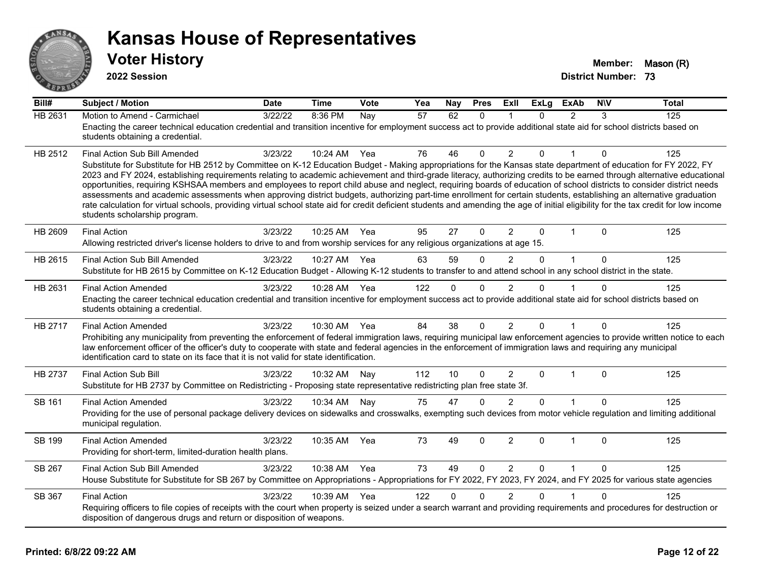# Kansas House of Representatives

## Voter History

**2022 Session**

**Member:** Mason (R)
**District Number:** 73

| Bill# | Subject / Motion | Date | Time | Vote | Yea | Nay | Pres | ExII | ExLg | ExAb | N\V | Total |
|---|---|---|---|---|---|---|---|---|---|---|---|---|
| HB 2631 | Motion to Amend - Carmichael | 3/22/22 | 8:36 PM | Nay | 57 | 62 | 0 | 1 | 0 | 2 | 3 | 125 |
| | Enacting the career technical education credential and transition incentive for employment success act to provide additional state aid for school districts based on students obtaining a credential. | | | | | | | | | | | |
| HB 2512 | Final Action Sub Bill Amended | 3/23/22 | 10:24 AM | Yea | 76 | 46 | 0 | 2 | 0 | 1 | 0 | 125 |
| | Substitute for Substitute for HB 2512 by Committee on K-12 Education Budget - Making appropriations for the Kansas state department of education for FY 2022, FY 2023 and FY 2024, establishing requirements relating to academic achievement and third-grade literacy, authorizing credits to be earned through alternative educational opportunities, requiring KSHSAA members and employees to report child abuse and neglect, requiring boards of education of school districts to consider district needs assessments and academic assessments when approving district budgets, authorizing part-time enrollment for certain students, establishing an alternative graduation rate calculation for virtual schools, providing virtual school state aid for credit deficient students and amending the age of initial eligibility for the tax credit for low income students scholarship program. | | | | | | | | | | | |
| HB 2609 | Final Action | 3/23/22 | 10:25 AM | Yea | 95 | 27 | 0 | 2 | 0 | 1 | 0 | 125 |
| | Allowing restricted driver's license holders to drive to and from worship services for any religious organizations at age 15. | | | | | | | | | | | |
| HB 2615 | Final Action Sub Bill Amended | 3/23/22 | 10:27 AM | Yea | 63 | 59 | 0 | 2 | 0 | 1 | 0 | 125 |
| | Substitute for HB 2615 by Committee on K-12 Education Budget - Allowing K-12 students to transfer to and attend school in any school district in the state. | | | | | | | | | | | |
| HB 2631 | Final Action Amended | 3/23/22 | 10:28 AM | Yea | 122 | 0 | 0 | 2 | 0 | 1 | 0 | 125 |
| | Enacting the career technical education credential and transition incentive for employment success act to provide additional state aid for school districts based on students obtaining a credential. | | | | | | | | | | | |
| HB 2717 | Final Action Amended | 3/23/22 | 10:30 AM | Yea | 84 | 38 | 0 | 2 | 0 | 1 | 0 | 125 |
| | Prohibiting any municipality from preventing the enforcement of federal immigration laws, requiring municipal law enforcement agencies to provide written notice to each law enforcement officer of the officer's duty to cooperate with state and federal agencies in the enforcement of immigration laws and requiring any municipal identification card to state on its face that it is not valid for state identification. | | | | | | | | | | | |
| HB 2737 | Final Action Sub Bill | 3/23/22 | 10:32 AM | Nay | 112 | 10 | 0 | 2 | 0 | 1 | 0 | 125 |
| | Substitute for HB 2737 by Committee on Redistricting - Proposing state representative redistricting plan free state 3f. | | | | | | | | | | | |
| SB 161 | Final Action Amended | 3/23/22 | 10:34 AM | Nay | 75 | 47 | 0 | 2 | 0 | 1 | 0 | 125 |
| | Providing for the use of personal package delivery devices on sidewalks and crosswalks, exempting such devices from motor vehicle regulation and limiting additional municipal regulation. | | | | | | | | | | | |
| SB 199 | Final Action Amended | 3/23/22 | 10:35 AM | Yea | 73 | 49 | 0 | 2 | 0 | 1 | 0 | 125 |
| | Providing for short-term, limited-duration health plans. | | | | | | | | | | | |
| SB 267 | Final Action Sub Bill Amended | 3/23/22 | 10:38 AM | Yea | 73 | 49 | 0 | 2 | 0 | 1 | 0 | 125 |
| | House Substitute for Substitute for SB 267 by Committee on Appropriations - Appropriations for FY 2022, FY 2023, FY 2024, and FY 2025 for various state agencies | | | | | | | | | | | |
| SB 367 | Final Action | 3/23/22 | 10:39 AM | Yea | 122 | 0 | 0 | 2 | 0 | 1 | 0 | 125 |
| | Requiring officers to file copies of receipts with the court when property is seized under a search warrant and providing requirements and procedures for destruction or disposition of dangerous drugs and return or disposition of weapons. | | | | | | | | | | | |

**Printed: 6/8/22 09:22 AM**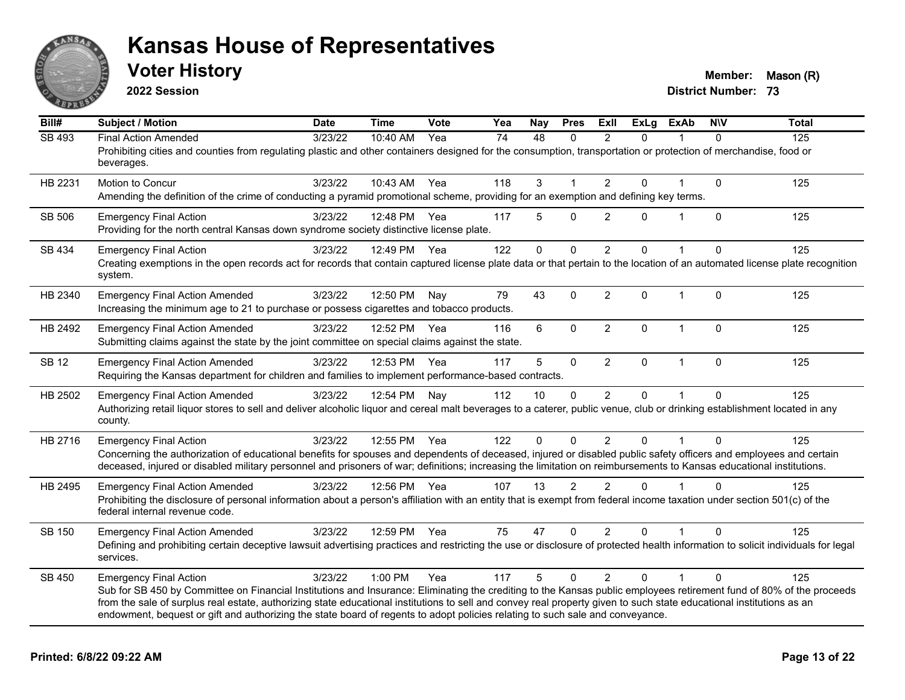# Kansas House of Representatives

## Voter History

**2022 Session**

**Member:** Mason (R)

**District Number:** 73

| Bill# | Subject / Motion | Date | Time | Vote | Yea | Nay | Pres | ExII | ExLg | ExAb | N\V | Total |
|---|---|---|---|---|---|---|---|---|---|---|---|---|
| SB 493 | Final Action Amended | 3/23/22 | 10:40 AM | Yea | 74 | 48 | 0 | 2 | 0 | 1 | 0 | 125 |
| | Prohibiting cities and counties from regulating plastic and other containers designed for the consumption, transportation or protection of merchandise, food or beverages. | | | | | | | | | | | |
| HB 2231 | Motion to Concur | 3/23/22 | 10:43 AM | Yea | 118 | 3 | 1 | 2 | 0 | 1 | 0 | 125 |
| | Amending the definition of the crime of conducting a pyramid promotional scheme, providing for an exemption and defining key terms. | | | | | | | | | | | |
| SB 506 | Emergency Final Action | 3/23/22 | 12:48 PM | Yea | 117 | 5 | 0 | 2 | 0 | 1 | 0 | 125 |
| | Providing for the north central Kansas down syndrome society distinctive license plate. | | | | | | | | | | | |
| SB 434 | Emergency Final Action | 3/23/22 | 12:49 PM | Yea | 122 | 0 | 0 | 2 | 0 | 1 | 0 | 125 |
| | Creating exemptions in the open records act for records that contain captured license plate data or that pertain to the location of an automated license plate recognition system. | | | | | | | | | | | |
| HB 2340 | Emergency Final Action Amended | 3/23/22 | 12:50 PM | Nay | 79 | 43 | 0 | 2 | 0 | 1 | 0 | 125 |
| | Increasing the minimum age to 21 to purchase or possess cigarettes and tobacco products. | | | | | | | | | | | |
| HB 2492 | Emergency Final Action Amended | 3/23/22 | 12:52 PM | Yea | 116 | 6 | 0 | 2 | 0 | 1 | 0 | 125 |
| | Submitting claims against the state by the joint committee on special claims against the state. | | | | | | | | | | | |
| SB 12 | Emergency Final Action Amended | 3/23/22 | 12:53 PM | Yea | 117 | 5 | 0 | 2 | 0 | 1 | 0 | 125 |
| | Requiring the Kansas department for children and families to implement performance-based contracts. | | | | | | | | | | | |
| HB 2502 | Emergency Final Action Amended | 3/23/22 | 12:54 PM | Nay | 112 | 10 | 0 | 2 | 0 | 1 | 0 | 125 |
| | Authorizing retail liquor stores to sell and deliver alcoholic liquor and cereal malt beverages to a caterer, public venue, club or drinking establishment located in any county. | | | | | | | | | | | |
| HB 2716 | Emergency Final Action | 3/23/22 | 12:55 PM | Yea | 122 | 0 | 0 | 2 | 0 | 1 | 0 | 125 |
| | Concerning the authorization of educational benefits for spouses and dependents of deceased, injured or disabled public safety officers and employees and certain deceased, injured or disabled military personnel and prisoners of war; definitions; increasing the limitation on reimbursements to Kansas educational institutions. | | | | | | | | | | | |
| HB 2495 | Emergency Final Action Amended | 3/23/22 | 12:56 PM | Yea | 107 | 13 | 2 | 2 | 0 | 1 | 0 | 125 |
| | Prohibiting the disclosure of personal information about a person's affiliation with an entity that is exempt from federal income taxation under section 501(c) of the federal internal revenue code. | | | | | | | | | | | |
| SB 150 | Emergency Final Action Amended | 3/23/22 | 12:59 PM | Yea | 75 | 47 | 0 | 2 | 0 | 1 | 0 | 125 |
| | Defining and prohibiting certain deceptive lawsuit advertising practices and restricting the use or disclosure of protected health information to solicit individuals for legal services. | | | | | | | | | | | |
| SB 450 | Emergency Final Action | 3/23/22 | 1:00 PM | Yea | 117 | 5 | 0 | 2 | 0 | 1 | 0 | 125 |
| | Sub for SB 450 by Committee on Financial Institutions and Insurance: Eliminating the crediting to the Kansas public employees retirement fund of 80% of the proceeds from the sale of surplus real estate, authorizing state educational institutions to sell and convey real property given to such state educational institutions as an endowment, bequest or gift and authorizing the state board of regents to adopt policies relating to such sale and conveyance. | | | | | | | | | | | |

**Printed: 6/8/22 09:22 AM**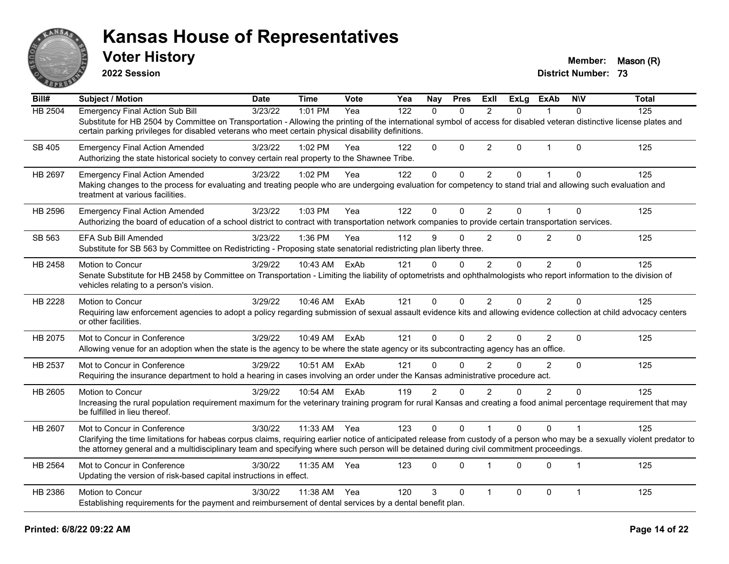# Kansas House of Representatives

## Voter History

**2022 Session**

**Member:** Mason (R)
**District Number:** 73

| Bill# | Subject / Motion | Date | Time | Vote | Yea | Nay | Pres | ExII | ExLg | ExAb | N\V | Total |
|---|---|---|---|---|---|---|---|---|---|---|---|---|
| HB 2504 | Emergency Final Action Sub Bill | 3/23/22 | 1:01 PM | Yea | 122 | 0 | 0 | 2 | 0 | 1 | 0 | 125 |
| | Substitute for HB 2504 by Committee on Transportation - Allowing the printing of the international symbol of access for disabled veteran distinctive license plates and certain parking privileges for disabled veterans who meet certain physical disability definitions. | | | | | | | | | | | |
| SB 405 | Emergency Final Action Amended | 3/23/22 | 1:02 PM | Yea | 122 | 0 | 0 | 2 | 0 | 1 | 0 | 125 |
| | Authorizing the state historical society to convey certain real property to the Shawnee Tribe. | | | | | | | | | | | |
| HB 2697 | Emergency Final Action Amended | 3/23/22 | 1:02 PM | Yea | 122 | 0 | 0 | 2 | 0 | 1 | 0 | 125 |
| | Making changes to the process for evaluating and treating people who are undergoing evaluation for competency to stand trial and allowing such evaluation and treatment at various facilities. | | | | | | | | | | | |
| HB 2596 | Emergency Final Action Amended | 3/23/22 | 1:03 PM | Yea | 122 | 0 | 0 | 2 | 0 | 1 | 0 | 125 |
| | Authorizing the board of education of a school district to contract with transportation network companies to provide certain transportation services. | | | | | | | | | | | |
| SB 563 | EFA Sub Bill Amended | 3/23/22 | 1:36 PM | Yea | 112 | 9 | 0 | 2 | 0 | 2 | 0 | 125 |
| | Substitute for SB 563 by Committee on Redistricting - Proposing state senatorial redistricting plan liberty three. | | | | | | | | | | | |
| HB 2458 | Motion to Concur | 3/29/22 | 10:43 AM | ExAb | 121 | 0 | 0 | 2 | 0 | 2 | 0 | 125 |
| | Senate Substitute for HB 2458 by Committee on Transportation - Limiting the liability of optometrists and ophthalmologists who report information to the division of vehicles relating to a person's vision. | | | | | | | | | | | |
| HB 2228 | Motion to Concur | 3/29/22 | 10:46 AM | ExAb | 121 | 0 | 0 | 2 | 0 | 2 | 0 | 125 |
| | Requiring law enforcement agencies to adopt a policy regarding submission of sexual assault evidence kits and allowing evidence collection at child advocacy centers or other facilities. | | | | | | | | | | | |
| HB 2075 | Mot to Concur in Conference | 3/29/22 | 10:49 AM | ExAb | 121 | 0 | 0 | 2 | 0 | 2 | 0 | 125 |
| | Allowing venue for an adoption when the state is the agency to be where the state agency or its subcontracting agency has an office. | | | | | | | | | | | |
| HB 2537 | Mot to Concur in Conference | 3/29/22 | 10:51 AM | ExAb | 121 | 0 | 0 | 2 | 0 | 2 | 0 | 125 |
| | Requiring the insurance department to hold a hearing in cases involving an order under the Kansas administrative procedure act. | | | | | | | | | | | |
| HB 2605 | Motion to Concur | 3/29/22 | 10:54 AM | ExAb | 119 | 2 | 0 | 2 | 0 | 2 | 0 | 125 |
| | Increasing the rural population requirement maximum for the veterinary training program for rural Kansas and creating a food animal percentage requirement that may be fulfilled in lieu thereof. | | | | | | | | | | | |
| HB 2607 | Mot to Concur in Conference | 3/30/22 | 11:33 AM | Yea | 123 | 0 | 0 | 1 | 0 | 0 | 1 | 125 |
| | Clarifying the time limitations for habeas corpus claims, requiring earlier notice of anticipated release from custody of a person who may be a sexually violent predator to the attorney general and a multidisciplinary team and specifying where such person will be detained during civil commitment proceedings. | | | | | | | | | | | |
| HB 2564 | Mot to Concur in Conference | 3/30/22 | 11:35 AM | Yea | 123 | 0 | 0 | 1 | 0 | 0 | 1 | 125 |
| | Updating the version of risk-based capital instructions in effect. | | | | | | | | | | | |
| HB 2386 | Motion to Concur | 3/30/22 | 11:38 AM | Yea | 120 | 3 | 0 | 1 | 0 | 0 | 1 | 125 |
| | Establishing requirements for the payment and reimbursement of dental services by a dental benefit plan. | | | | | | | | | | | |

Printed: 6/8/22 09:22 AM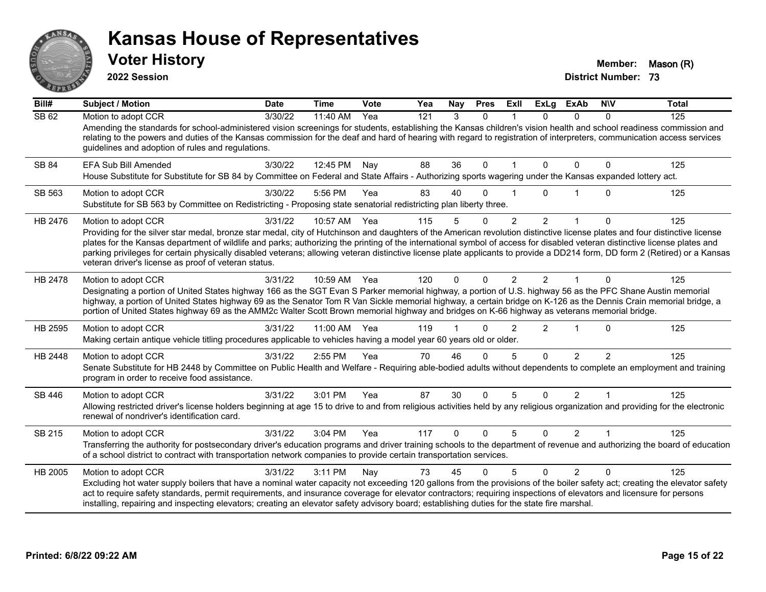# Kansas House of Representatives

## Voter History

**2022 Session**

**Member:** Mason (R)
**District Number:** 73

| Bill# | Subject / Motion | Date | Time | Vote | Yea | Nay | Pres | ExII | ExLg | ExAb | N\V | Total |
|---|---|---|---|---|---|---|---|---|---|---|---|---|
| SB 62 | Motion to adopt CCR | 3/30/22 | 11:40 AM | Yea | 121 | 3 | 0 | 1 | 0 | 0 | 0 | 125 |
| | Amending the standards for school-administered vision screenings for students, establishing the Kansas children's vision health and school readiness commission and relating to the powers and duties of the Kansas commission for the deaf and hard of hearing with regard to registration of interpreters, communication access services guidelines and adoption of rules and regulations. | | | | | | | | | | | |
| SB 84 | EFA Sub Bill Amended | 3/30/22 | 12:45 PM | Nay | 88 | 36 | 0 | 1 | 0 | 0 | 0 | 125 |
| | House Substitute for Substitute for SB 84 by Committee on Federal and State Affairs - Authorizing sports wagering under the Kansas expanded lottery act. | | | | | | | | | | | |
| SB 563 | Motion to adopt CCR | 3/30/22 | 5:56 PM | Yea | 83 | 40 | 0 | 1 | 0 | 1 | 0 | 125 |
| | Substitute for SB 563 by Committee on Redistricting - Proposing state senatorial redistricting plan liberty three. | | | | | | | | | | | |
| HB 2476 | Motion to adopt CCR | 3/31/22 | 10:57 AM | Yea | 115 | 5 | 0 | 2 | 2 | 1 | 0 | 125 |
| | Providing for the silver star medal, bronze star medal, city of Hutchinson and daughters of the American revolution distinctive license plates and four distinctive license plates for the Kansas department of wildlife and parks; authorizing the printing of the international symbol of access for disabled veteran distinctive license plates and parking privileges for certain physically disabled veterans; allowing veteran distinctive license plate applicants to provide a DD214 form, DD form 2 (Retired) or a Kansas veteran driver's license as proof of veteran status. | | | | | | | | | | | |
| HB 2478 | Motion to adopt CCR | 3/31/22 | 10:59 AM | Yea | 120 | 0 | 0 | 2 | 2 | 1 | 0 | 125 |
| | Designating a portion of United States highway 166 as the SGT Evan S Parker memorial highway, a portion of U.S. highway 56 as the PFC Shane Austin memorial highway, a portion of United States highway 69 as the Senator Tom R Van Sickle memorial highway, a certain bridge on K-126 as the Dennis Crain memorial bridge, a portion of United States highway 69 as the AMM2c Walter Scott Brown memorial highway and bridges on K-66 highway as veterans memorial bridge. | | | | | | | | | | | |
| HB 2595 | Motion to adopt CCR | 3/31/22 | 11:00 AM | Yea | 119 | 1 | 0 | 2 | 2 | 1 | 0 | 125 |
| | Making certain antique vehicle titling procedures applicable to vehicles having a model year 60 years old or older. | | | | | | | | | | | |
| HB 2448 | Motion to adopt CCR | 3/31/22 | 2:55 PM | Yea | 70 | 46 | 0 | 5 | 0 | 2 | 2 | 125 |
| | Senate Substitute for HB 2448 by Committee on Public Health and Welfare - Requiring able-bodied adults without dependents to complete an employment and training program in order to receive food assistance. | | | | | | | | | | | |
| SB 446 | Motion to adopt CCR | 3/31/22 | 3:01 PM | Yea | 87 | 30 | 0 | 5 | 0 | 2 | 1 | 125 |
| | Allowing restricted driver's license holders beginning at age 15 to drive to and from religious activities held by any religious organization and providing for the electronic renewal of nondriver's identification card. | | | | | | | | | | | |
| SB 215 | Motion to adopt CCR | 3/31/22 | 3:04 PM | Yea | 117 | 0 | 0 | 5 | 0 | 2 | 1 | 125 |
| | Transferring the authority for postsecondary driver's education programs and driver training schools to the department of revenue and authorizing the board of education of a school district to contract with transportation network companies to provide certain transportation services. | | | | | | | | | | | |
| HB 2005 | Motion to adopt CCR | 3/31/22 | 3:11 PM | Nay | 73 | 45 | 0 | 5 | 0 | 2 | 0 | 125 |
| | Excluding hot water supply boilers that have a nominal water capacity not exceeding 120 gallons from the provisions of the boiler safety act; creating the elevator safety act to require safety standards, permit requirements, and insurance coverage for elevator contractors; requiring inspections of elevators and licensure for persons installing, repairing and inspecting elevators; creating an elevator safety advisory board; establishing duties for the state fire marshal. | | | | | | | | | | | |

Printed: 6/8/22 09:22 AM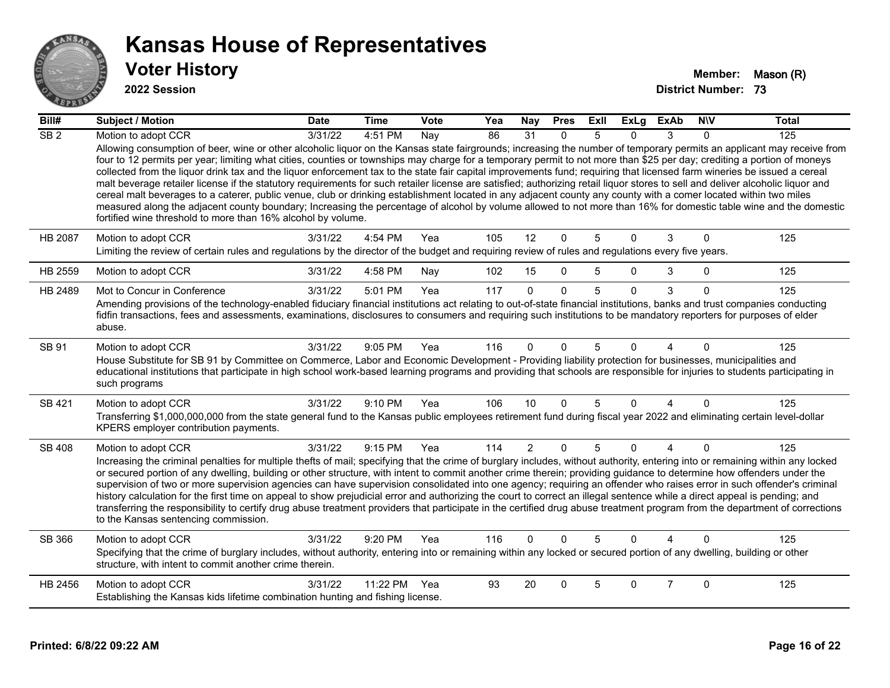# Kansas House of Representatives

## Voter History

**2022 Session**

**Member:** Mason (R)
**District Number:** 73

| Bill# | Subject / Motion | Date | Time | Vote | Yea | Nay | Pres | ExII | ExLg | ExAb | N\V | Total |
|---|---|---|---|---|---|---|---|---|---|---|---|---|
| SB 2 | Motion to adopt CCR | 3/31/22 | 4:51 PM | Nay | 86 | 31 | 0 | 5 | 0 | 3 | 0 | 125 |
| | Allowing consumption of beer, wine or other alcoholic liquor on the Kansas state fairgrounds; increasing the number of temporary permits an applicant may receive from four to 12 permits per year; limiting what cities, counties or townships may charge for a temporary permit to not more than $25 per day; crediting a portion of moneys collected from the liquor drink tax and the liquor enforcement tax to the state fair capital improvements fund; requiring that licensed farm wineries be issued a cereal malt beverage retailer license if the statutory requirements for such retailer license are satisfied; authorizing retail liquor stores to sell and deliver alcoholic liquor and cereal malt beverages to a caterer, public venue, club or drinking establishment located in any adjacent county any county with a comer located within two miles measured along the adjacent county boundary; Increasing the percentage of alcohol by volume allowed to not more than 16% for domestic table wine and the domestic fortified wine threshold to more than 16% alcohol by volume. | | | | | | | | | | | |
| HB 2087 | Motion to adopt CCR | 3/31/22 | 4:54 PM | Yea | 105 | 12 | 0 | 5 | 0 | 3 | 0 | 125 |
| | Limiting the review of certain rules and regulations by the director of the budget and requiring review of rules and regulations every five years. | | | | | | | | | | | |
| HB 2559 | Motion to adopt CCR | 3/31/22 | 4:58 PM | Nay | 102 | 15 | 0 | 5 | 0 | 3 | 0 | 125 |
| HB 2489 | Mot to Concur in Conference | 3/31/22 | 5:01 PM | Yea | 117 | 0 | 0 | 5 | 0 | 3 | 0 | 125 |
| | Amending provisions of the technology-enabled fiduciary financial institutions act relating to out-of-state financial institutions, banks and trust companies conducting fidfin transactions, fees and assessments, examinations, disclosures to consumers and requiring such institutions to be mandatory reporters for purposes of elder abuse. | | | | | | | | | | | |
| SB 91 | Motion to adopt CCR | 3/31/22 | 9:05 PM | Yea | 116 | 0 | 0 | 5 | 0 | 4 | 0 | 125 |
| | House Substitute for SB 91 by Committee on Commerce, Labor and Economic Development - Providing liability protection for businesses, municipalities and educational institutions that participate in high school work-based learning programs and providing that schools are responsible for injuries to students participating in such programs | | | | | | | | | | | |
| SB 421 | Motion to adopt CCR | 3/31/22 | 9:10 PM | Yea | 106 | 10 | 0 | 5 | 0 | 4 | 0 | 125 |
| | Transferring $1,000,000,000 from the state general fund to the Kansas public employees retirement fund during fiscal year 2022 and eliminating certain level-dollar KPERS employer contribution payments. | | | | | | | | | | | |
| SB 408 | Motion to adopt CCR | 3/31/22 | 9:15 PM | Yea | 114 | 2 | 0 | 5 | 0 | 4 | 0 | 125 |
| | Increasing the criminal penalties for multiple thefts of mail; specifying that the crime of burglary includes, without authority, entering into or remaining within any locked or secured portion of any dwelling, building or other structure, with intent to commit another crime therein; providing guidance to determine how offenders under the supervision of two or more supervision agencies can have supervision consolidated into one agency; requiring an offender who raises error in such offender's criminal history calculation for the first time on appeal to show prejudicial error and authorizing the court to correct an illegal sentence while a direct appeal is pending; and transferring the responsibility to certify drug abuse treatment providers that participate in the certified drug abuse treatment program from the department of corrections to the Kansas sentencing commission. | | | | | | | | | | | |
| SB 366 | Motion to adopt CCR | 3/31/22 | 9:20 PM | Yea | 116 | 0 | 0 | 5 | 0 | 4 | 0 | 125 |
| | Specifying that the crime of burglary includes, without authority, entering into or remaining within any locked or secured portion of any dwelling, building or other structure, with intent to commit another crime therein. | | | | | | | | | | | |
| HB 2456 | Motion to adopt CCR | 3/31/22 | 11:22 PM | Yea | 93 | 20 | 0 | 5 | 0 | 7 | 0 | 125 |
| | Establishing the Kansas kids lifetime combination hunting and fishing license. | | | | | | | | | | | |

**Printed: 6/8/22 09:22 AM**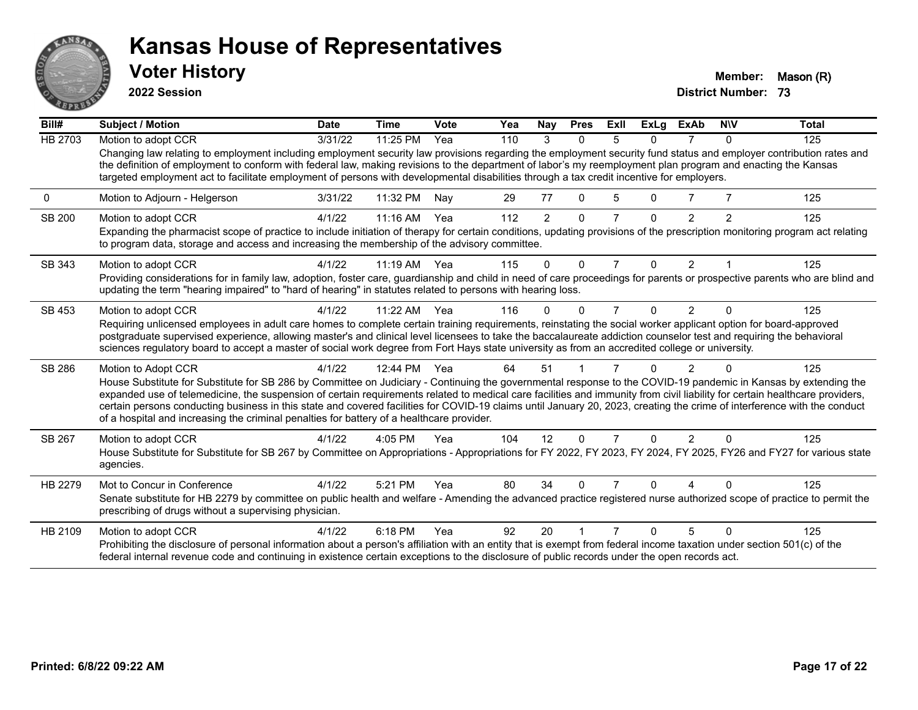# Kansas House of Representatives

## Voter History

**2022 Session**

**Member:** Mason (R)
**District Number:** 73

| Bill# | Subject / Motion | Date | Time | Vote | Yea | Nay | Pres | ExII | ExLg | ExAb | N\V | Total |
|---|---|---|---|---|---|---|---|---|---|---|---|---|
| HB 2703 | Motion to adopt CCR | 3/31/22 | 11:25 PM | Yea | 110 | 3 | 0 | 5 | 0 | 7 | 0 | 125 |
| | Changing law relating to employment including employment security law provisions regarding the employment security fund status and employer contribution rates and the definition of employment to conform with federal law, making revisions to the department of labor's my reemployment plan program and enacting the Kansas targeted employment act to facilitate employment of persons with developmental disabilities through a tax credit incentive for employers. | | | | | | | | | | | |
| 0 | Motion to Adjourn - Helgerson | 3/31/22 | 11:32 PM | Nay | 29 | 77 | 0 | 5 | 0 | 7 | 7 | 125 |
| SB 200 | Motion to adopt CCR | 4/1/22 | 11:16 AM | Yea | 112 | 2 | 0 | 7 | 0 | 2 | 2 | 125 |
| | Expanding the pharmacist scope of practice to include initiation of therapy for certain conditions, updating provisions of the prescription monitoring program act relating to program data, storage and access and increasing the membership of the advisory committee. | | | | | | | | | | | |
| SB 343 | Motion to adopt CCR | 4/1/22 | 11:19 AM | Yea | 115 | 0 | 0 | 7 | 0 | 2 | 1 | 125 |
| | Providing considerations for in family law, adoption, foster care, guardianship and child in need of care proceedings for parents or prospective parents who are blind and updating the term "hearing impaired" to "hard of hearing" in statutes related to persons with hearing loss. | | | | | | | | | | | |
| SB 453 | Motion to adopt CCR | 4/1/22 | 11:22 AM | Yea | 116 | 0 | 0 | 7 | 0 | 2 | 0 | 125 |
| | Requiring unlicensed employees in adult care homes to complete certain training requirements, reinstating the social worker applicant option for board-approved postgraduate supervised experience, allowing master's and clinical level licensees to take the baccalaureate addiction counselor test and requiring the behavioral sciences regulatory board to accept a master of social work degree from Fort Hays state university as from an accredited college or university. | | | | | | | | | | | |
| SB 286 | Motion to Adopt CCR | 4/1/22 | 12:44 PM | Yea | 64 | 51 | 1 | 7 | 0 | 2 | 0 | 125 |
| | House Substitute for Substitute for SB 286 by Committee on Judiciary - Continuing the governmental response to the COVID-19 pandemic in Kansas by extending the expanded use of telemedicine, the suspension of certain requirements related to medical care facilities and immunity from civil liability for certain healthcare providers, certain persons conducting business in this state and covered facilities for COVID-19 claims until January 20, 2023, creating the crime of interference with the conduct of a hospital and increasing the criminal penalties for battery of a healthcare provider. | | | | | | | | | | | |
| SB 267 | Motion to adopt CCR | 4/1/22 | 4:05 PM | Yea | 104 | 12 | 0 | 7 | 0 | 2 | 0 | 125 |
| | House Substitute for Substitute for SB 267 by Committee on Appropriations - Appropriations for FY 2022, FY 2023, FY 2024, FY 2025, FY26 and FY27 for various state agencies. | | | | | | | | | | | |
| HB 2279 | Mot to Concur in Conference | 4/1/22 | 5:21 PM | Yea | 80 | 34 | 0 | 7 | 0 | 4 | 0 | 125 |
| | Senate substitute for HB 2279 by committee on public health and welfare - Amending the advanced practice registered nurse authorized scope of practice to permit the prescribing of drugs without a supervising physician. | | | | | | | | | | | |
| HB 2109 | Motion to adopt CCR | 4/1/22 | 6:18 PM | Yea | 92 | 20 | 1 | 7 | 0 | 5 | 0 | 125 |
| | Prohibiting the disclosure of personal information about a person's affiliation with an entity that is exempt from federal income taxation under section 501(c) of the federal internal revenue code and continuing in existence certain exceptions to the disclosure of public records under the open records act. | | | | | | | | | | | |

**Printed: 6/8/22 09:22 AM**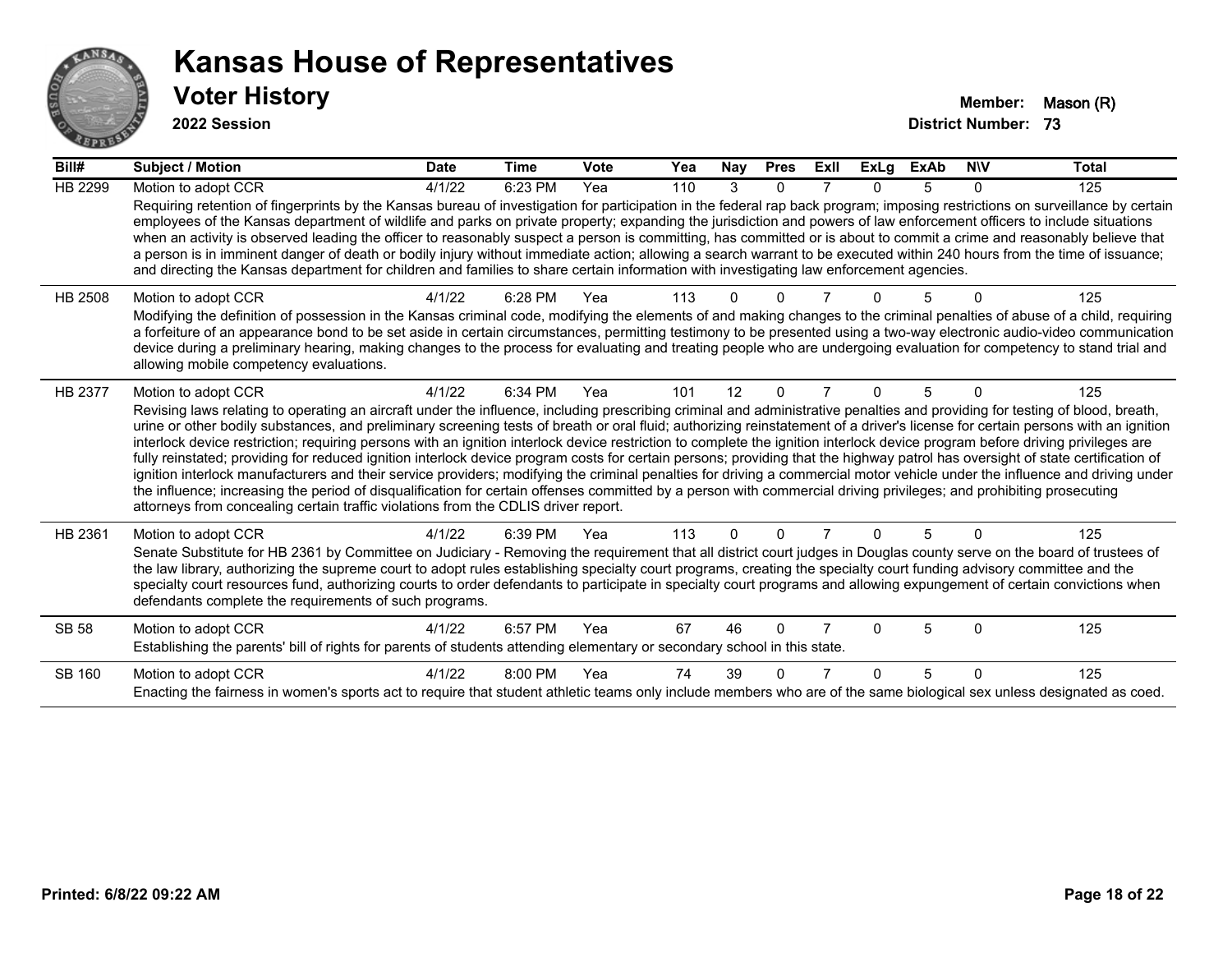# Kansas House of Representatives

## Voter History

**2022 Session**

**Member:** Mason (R)
**District Number:** 73

| Bill# | Subject / Motion | Date | Time | Vote | Yea | Nay | Pres | ExII | ExLg | ExAb | N\V | Total |
|---|---|---|---|---|---|---|---|---|---|---|---|---|
| HB 2299 | Motion to adopt CCR | 4/1/22 | 6:23 PM | Yea | 110 | 3 | 0 | 7 | 0 | 5 | 0 | 125 |
| | Requiring retention of fingerprints by the Kansas bureau of investigation for participation in the federal rap back program; imposing restrictions on surveillance by certain employees of the Kansas department of wildlife and parks on private property; expanding the jurisdiction and powers of law enforcement officers to include situations when an activity is observed leading the officer to reasonably suspect a person is committing, has committed or is about to commit a crime and reasonably believe that a person is in imminent danger of death or bodily injury without immediate action; allowing a search warrant to be executed within 240 hours from the time of issuance; and directing the Kansas department for children and families to share certain information with investigating law enforcement agencies. | | | | | | | | | | | |
| HB 2508 | Motion to adopt CCR | 4/1/22 | 6:28 PM | Yea | 113 | 0 | 0 | 7 | 0 | 5 | 0 | 125 |
| | Modifying the definition of possession in the Kansas criminal code, modifying the elements of and making changes to the criminal penalties of abuse of a child, requiring a forfeiture of an appearance bond to be set aside in certain circumstances, permitting testimony to be presented using a two-way electronic audio-video communication device during a preliminary hearing, making changes to the process for evaluating and treating people who are undergoing evaluation for competency to stand trial and allowing mobile competency evaluations. | | | | | | | | | | | |
| HB 2377 | Motion to adopt CCR | 4/1/22 | 6:34 PM | Yea | 101 | 12 | 0 | 7 | 0 | 5 | 0 | 125 |
| | Revising laws relating to operating an aircraft under the influence, including prescribing criminal and administrative penalties and providing for testing of blood, breath, urine or other bodily substances, and preliminary screening tests of breath or oral fluid; authorizing reinstatement of a driver's license for certain persons with an ignition interlock device restriction; requiring persons with an ignition interlock device restriction to complete the ignition interlock device program before driving privileges are fully reinstated; providing for reduced ignition interlock device program costs for certain persons; providing that the highway patrol has oversight of state certification of ignition interlock manufacturers and their service providers; modifying the criminal penalties for driving a commercial motor vehicle under the influence and driving under the influence; increasing the period of disqualification for certain offenses committed by a person with commercial driving privileges; and prohibiting prosecuting attorneys from concealing certain traffic violations from the CDLIS driver report. | | | | | | | | | | | |
| HB 2361 | Motion to adopt CCR | 4/1/22 | 6:39 PM | Yea | 113 | 0 | 0 | 7 | 0 | 5 | 0 | 125 |
| | Senate Substitute for HB 2361 by Committee on Judiciary - Removing the requirement that all district court judges in Douglas county serve on the board of trustees of the law library, authorizing the supreme court to adopt rules establishing specialty court programs, creating the specialty court funding advisory committee and the specialty court resources fund, authorizing courts to order defendants to participate in specialty court programs and allowing expungement of certain convictions when defendants complete the requirements of such programs. | | | | | | | | | | | |
| SB 58 | Motion to adopt CCR | 4/1/22 | 6:57 PM | Yea | 67 | 46 | 0 | 7 | 0 | 5 | 0 | 125 |
| | Establishing the parents' bill of rights for parents of students attending elementary or secondary school in this state. | | | | | | | | | | | |
| SB 160 | Motion to adopt CCR | 4/1/22 | 8:00 PM | Yea | 74 | 39 | 0 | 7 | 0 | 5 | 0 | 125 |
| | Enacting the fairness in women's sports act to require that student athletic teams only include members who are of the same biological sex unless designated as coed. | | | | | | | | | | | |

**Printed: 6/8/22 09:22 AM**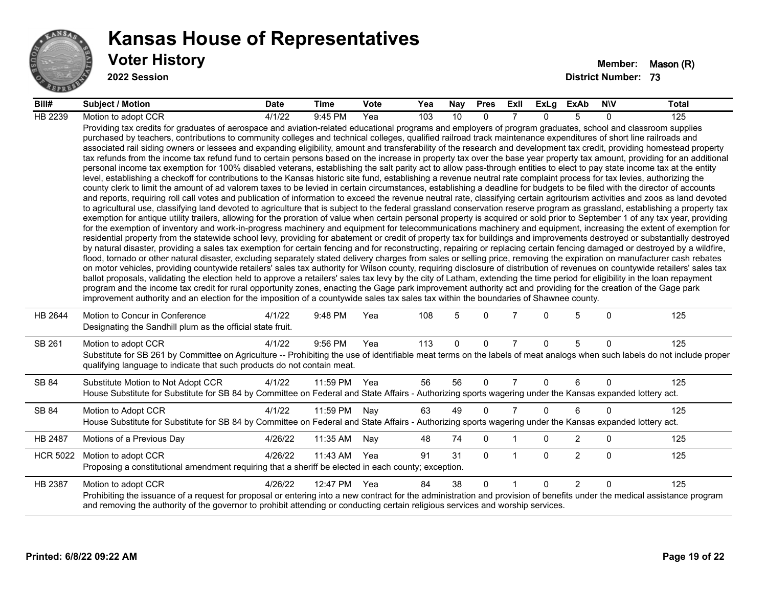# Kansas House of Representatives

## Voter History

**2022 Session**

**Member:** Mason (R)
**District Number:** 73

| Bill# | Subject / Motion | Date | Time | Vote | Yea | Nay | Pres | ExII | ExLg | ExAb | N\V | Total |
|---|---|---|---|---|---|---|---|---|---|---|---|---|
| HB 2239 | Motion to adopt CCR | 4/1/22 | 9:45 PM | Yea | 103 | 10 | 0 | 7 | 0 | 5 | 0 | 125 |
| | Providing tax credits for graduates of aerospace and aviation-related educational programs and employers of program graduates, school and classroom supplies purchased by teachers, contributions to community colleges and technical colleges, qualified railroad track maintenance expenditures of short line railroads and associated rail siding owners or lessees and expanding eligibility, amount and transferability of the research and development tax credit, providing homestead property tax refunds from the income tax refund fund to certain persons based on the increase in property tax over the base year property tax amount, providing for an additional personal income tax exemption for 100% disabled veterans, establishing the salt parity act to allow pass-through entities to elect to pay state income tax at the entity level, establishing a checkoff for contributions to the Kansas historic site fund, establishing a revenue neutral rate complaint process for tax levies, authorizing the county clerk to limit the amount of ad valorem taxes to be levied in certain circumstances, establishing a deadline for budgets to be filed with the director of accounts and reports, requiring roll call votes and publication of information to exceed the revenue neutral rate, classifying certain agritourism activities and zoos as land devoted to agricultural use, classifying land devoted to agriculture that is subject to the federal grassland conservation reserve program as grassland, establishing a property tax exemption for antique utility trailers, allowing for the proration of value when certain personal property is acquired or sold prior to September 1 of any tax year, providing for the exemption of inventory and work-in-progress machinery and equipment for telecommunications machinery and equipment, increasing the extent of exemption for residential property from the statewide school levy, providing for abatement or credit of property tax for buildings and improvements destroyed or substantially destroyed by natural disaster, providing a sales tax exemption for certain fencing and for reconstructing, repairing or replacing certain fencing damaged or destroyed by a wildfire, flood, tornado or other natural disaster, excluding separately stated delivery charges from sales or selling price, removing the expiration on manufacturer cash rebates on motor vehicles, providing countywide retailers' sales tax authority for Wilson county, requiring disclosure of distribution of revenues on countywide retailers' sales tax ballot proposals, validating the election held to approve a retailers' sales tax levy by the city of Latham, extending the time period for eligibility in the loan repayment program and the income tax credit for rural opportunity zones, enacting the Gage park improvement authority act and providing for the creation of the Gage park improvement authority and an election for the imposition of a countywide sales tax sales tax within the boundaries of Shawnee county. | | | | | | | | | | | |
| HB 2644 | Motion to Concur in Conference | 4/1/22 | 9:48 PM | Yea | 108 | 5 | 0 | 7 | 0 | 5 | 0 | 125 |
| | Designating the Sandhill plum as the official state fruit. | | | | | | | | | | | |
| SB 261 | Motion to adopt CCR | 4/1/22 | 9:56 PM | Yea | 113 | 0 | 0 | 7 | 0 | 5 | 0 | 125 |
| | Substitute for SB 261 by Committee on Agriculture -- Prohibiting the use of identifiable meat terms on the labels of meat analogs when such labels do not include proper qualifying language to indicate that such products do not contain meat. | | | | | | | | | | | |
| SB 84 | Substitute Motion to Not Adopt CCR | 4/1/22 | 11:59 PM | Yea | 56 | 56 | 0 | 7 | 0 | 6 | 0 | 125 |
| | House Substitute for Substitute for SB 84 by Committee on Federal and State Affairs - Authorizing sports wagering under the Kansas expanded lottery act. | | | | | | | | | | | |
| SB 84 | Motion to Adopt CCR | 4/1/22 | 11:59 PM | Nay | 63 | 49 | 0 | 7 | 0 | 6 | 0 | 125 |
| | House Substitute for Substitute for SB 84 by Committee on Federal and State Affairs - Authorizing sports wagering under the Kansas expanded lottery act. | | | | | | | | | | | |
| HB 2487 | Motions of a Previous Day | 4/26/22 | 11:35 AM | Nay | 48 | 74 | 0 | 1 | 0 | 2 | 0 | 125 |
| HCR 5022 | Motion to adopt CCR | 4/26/22 | 11:43 AM | Yea | 91 | 31 | 0 | 1 | 0 | 2 | 0 | 125 |
| | Proposing a constitutional amendment requiring that a sheriff be elected in each county; exception. | | | | | | | | | | | |
| HB 2387 | Motion to adopt CCR | 4/26/22 | 12:47 PM | Yea | 84 | 38 | 0 | 1 | 0 | 2 | 0 | 125 |
| | Prohibiting the issuance of a request for proposal or entering into a new contract for the administration and provision of benefits under the medical assistance program and removing the authority of the governor to prohibit attending or conducting certain religious services and worship services. | | | | | | | | | | | |

**Printed: 6/8/22 09:22 AM**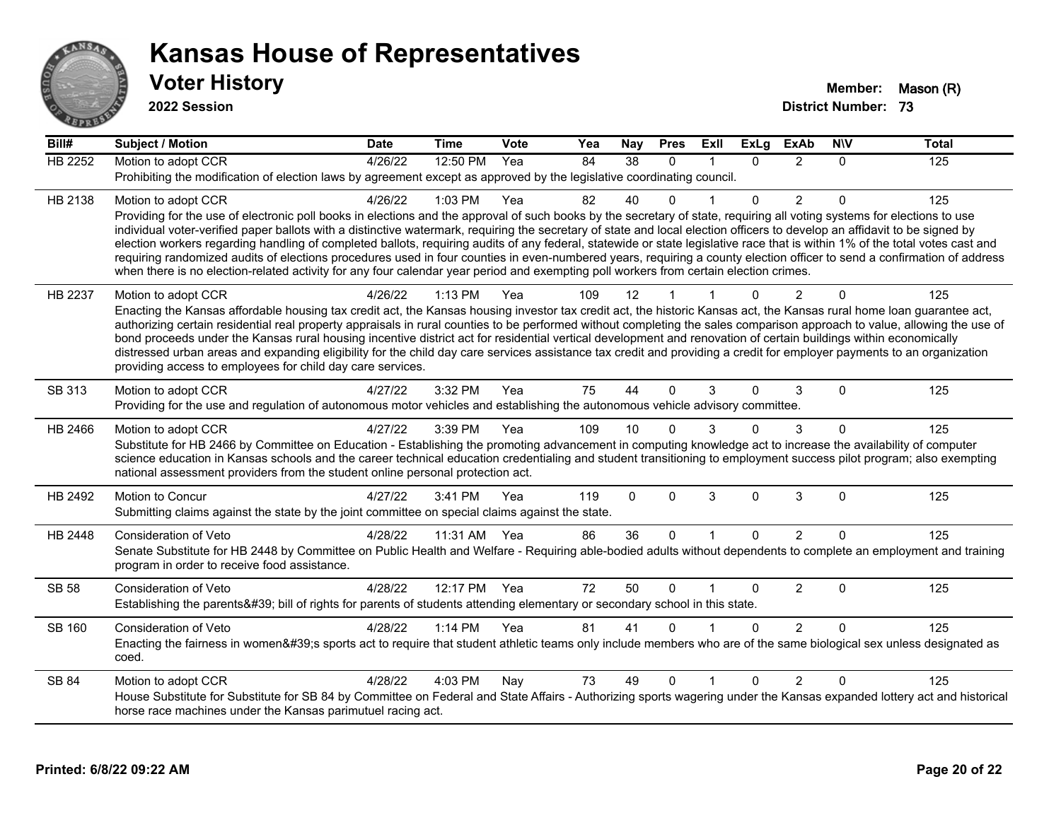# Kansas House of Representatives

## Voter History

**2022 Session**

**Member:** Mason (R)
**District Number:** 73

| Bill# | Subject / Motion | Date | Time | Vote | Yea | Nay | Pres | ExII | ExLg | ExAb | N\V | Total |
|---|---|---|---|---|---|---|---|---|---|---|---|---|
| HB 2252 | Motion to adopt CCR | 4/26/22 | 12:50 PM | Yea | 84 | 38 | 0 | 1 | 0 | 2 | 0 | 125 |
| | Prohibiting the modification of election laws by agreement except as approved by the legislative coordinating council. | | | | | | | | | | | |
| HB 2138 | Motion to adopt CCR | 4/26/22 | 1:03 PM | Yea | 82 | 40 | 0 | 1 | 0 | 2 | 0 | 125 |
| | Providing for the use of electronic poll books in elections and the approval of such books by the secretary of state, requiring all voting systems for elections to use individual voter-verified paper ballots with a distinctive watermark, requiring the secretary of state and local election officers to develop an affidavit to be signed by election workers regarding handling of completed ballots, requiring audits of any federal, statewide or state legislative race that is within 1% of the total votes cast and requiring randomized audits of elections procedures used in four counties in even-numbered years, requiring a county election officer to send a confirmation of address when there is no election-related activity for any four calendar year period and exempting poll workers from certain election crimes. | | | | | | | | | | | |
| HB 2237 | Motion to adopt CCR | 4/26/22 | 1:13 PM | Yea | 109 | 12 | 1 | 1 | 0 | 2 | 0 | 125 |
| | Enacting the Kansas affordable housing tax credit act, the Kansas housing investor tax credit act, the historic Kansas act, the Kansas rural home loan guarantee act, authorizing certain residential real property appraisals in rural counties to be performed without completing the sales comparison approach to value, allowing the use of bond proceeds under the Kansas rural housing incentive district act for residential vertical development and renovation of certain buildings within economically distressed urban areas and expanding eligibility for the child day care services assistance tax credit and providing a credit for employer payments to an organization providing access to employees for child day care services. | | | | | | | | | | | |
| SB 313 | Motion to adopt CCR | 4/27/22 | 3:32 PM | Yea | 75 | 44 | 0 | 3 | 0 | 3 | 0 | 125 |
| | Providing for the use and regulation of autonomous motor vehicles and establishing the autonomous vehicle advisory committee. | | | | | | | | | | | |
| HB 2466 | Motion to adopt CCR | 4/27/22 | 3:39 PM | Yea | 109 | 10 | 0 | 3 | 0 | 3 | 0 | 125 |
| | Substitute for HB 2466 by Committee on Education - Establishing the promoting advancement in computing knowledge act to increase the availability of computer science education in Kansas schools and the career technical education credentialing and student transitioning to employment success pilot program; also exempting national assessment providers from the student online personal protection act. | | | | | | | | | | | |
| HB 2492 | Motion to Concur | 4/27/22 | 3:41 PM | Yea | 119 | 0 | 0 | 3 | 0 | 3 | 0 | 125 |
| | Submitting claims against the state by the joint committee on special claims against the state. | | | | | | | | | | | |
| HB 2448 | Consideration of Veto | 4/28/22 | 11:31 AM | Yea | 86 | 36 | 0 | 1 | 0 | 2 | 0 | 125 |
| | Senate Substitute for HB 2448 by Committee on Public Health and Welfare - Requiring able-bodied adults without dependents to complete an employment and training program in order to receive food assistance. | | | | | | | | | | | |
| SB 58 | Consideration of Veto | 4/28/22 | 12:17 PM | Yea | 72 | 50 | 0 | 1 | 0 | 2 | 0 | 125 |
| | Establishing the parents&#39; bill of rights for parents of students attending elementary or secondary school in this state. | | | | | | | | | | | |
| SB 160 | Consideration of Veto | 4/28/22 | 1:14 PM | Yea | 81 | 41 | 0 | 1 | 0 | 2 | 0 | 125 |
| | Enacting the fairness in women&#39;s sports act to require that student athletic teams only include members who are of the same biological sex unless designated as coed. | | | | | | | | | | | |
| SB 84 | Motion to adopt CCR | 4/28/22 | 4:03 PM | Nay | 73 | 49 | 0 | 1 | 0 | 2 | 0 | 125 |
| | House Substitute for Substitute for SB 84 by Committee on Federal and State Affairs - Authorizing sports wagering under the Kansas expanded lottery act and historical horse race machines under the Kansas parimutuel racing act. | | | | | | | | | | | |

**Printed: 6/8/22 09:22 AM**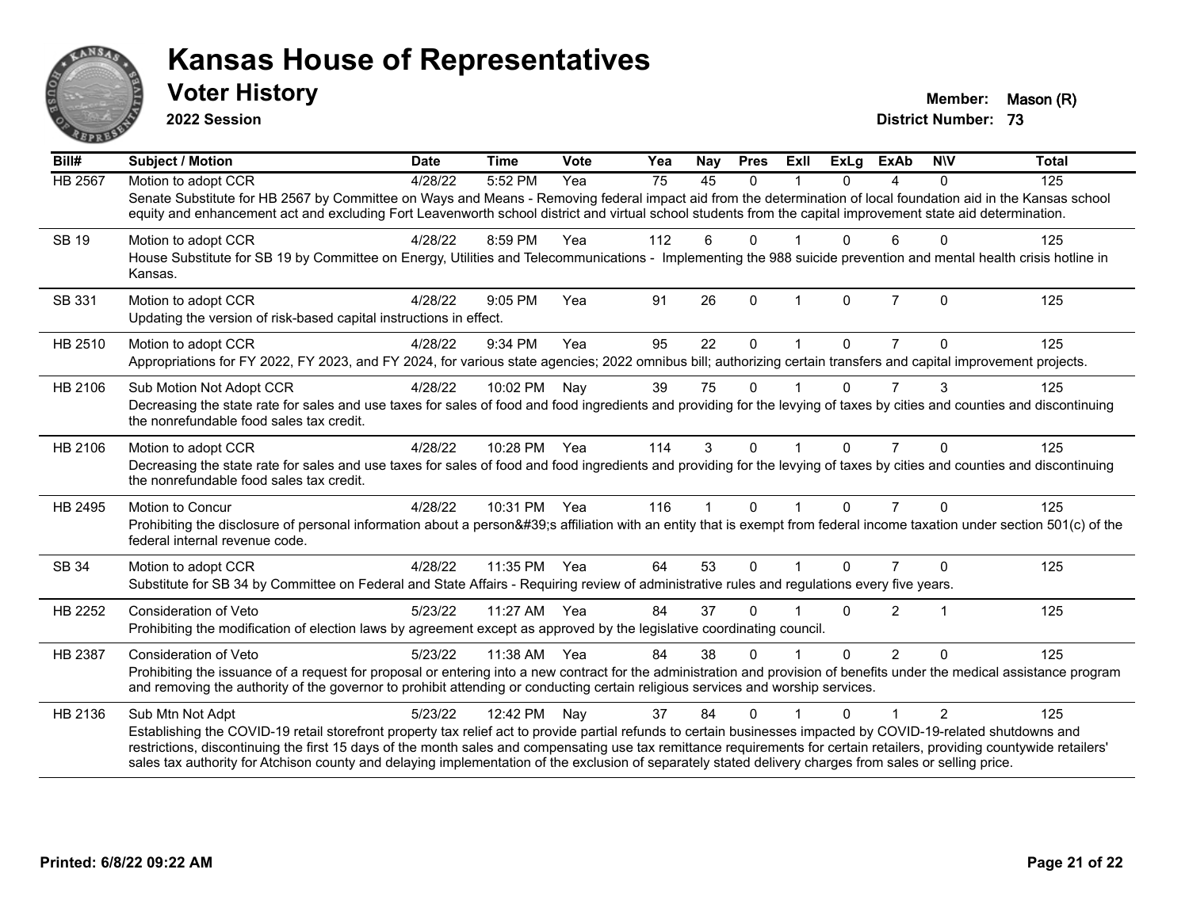# Kansas House of Representatives

## Voter History

**2022 Session**

**Member:** Mason (R)
**District Number:** 73

| Bill# | Subject / Motion | Date | Time | Vote | Yea | Nay | Pres | ExII | ExLg | ExAb | N\V | Total |
|---|---|---|---|---|---|---|---|---|---|---|---|---|
| HB 2567 | Motion to adopt CCR | 4/28/22 | 5:52 PM | Yea | 75 | 45 | 0 | 1 | 0 | 4 | 0 | 125 |
| | Senate Substitute for HB 2567 by Committee on Ways and Means - Removing federal impact aid from the determination of local foundation aid in the Kansas school equity and enhancement act and excluding Fort Leavenworth school district and virtual school students from the capital improvement state aid determination. | | | | | | | | | | | |
| SB 19 | Motion to adopt CCR | 4/28/22 | 8:59 PM | Yea | 112 | 6 | 0 | 1 | 0 | 6 | 0 | 125 |
| | House Substitute for SB 19 by Committee on Energy, Utilities and Telecommunications - Implementing the 988 suicide prevention and mental health crisis hotline in Kansas. | | | | | | | | | | | |
| SB 331 | Motion to adopt CCR | 4/28/22 | 9:05 PM | Yea | 91 | 26 | 0 | 1 | 0 | 7 | 0 | 125 |
| | Updating the version of risk-based capital instructions in effect. | | | | | | | | | | | |
| HB 2510 | Motion to adopt CCR | 4/28/22 | 9:34 PM | Yea | 95 | 22 | 0 | 1 | 0 | 7 | 0 | 125 |
| | Appropriations for FY 2022, FY 2023, and FY 2024, for various state agencies; 2022 omnibus bill; authorizing certain transfers and capital improvement projects. | | | | | | | | | | | |
| HB 2106 | Sub Motion Not Adopt CCR | 4/28/22 | 10:02 PM | Nay | 39 | 75 | 0 | 1 | 0 | 7 | 3 | 125 |
| | Decreasing the state rate for sales and use taxes for sales of food and food ingredients and providing for the levying of taxes by cities and counties and discontinuing the nonrefundable food sales tax credit. | | | | | | | | | | | |
| HB 2106 | Motion to adopt CCR | 4/28/22 | 10:28 PM | Yea | 114 | 3 | 0 | 1 | 0 | 7 | 0 | 125 |
| | Decreasing the state rate for sales and use taxes for sales of food and food ingredients and providing for the levying of taxes by cities and counties and discontinuing the nonrefundable food sales tax credit. | | | | | | | | | | | |
| HB 2495 | Motion to Concur | 4/28/22 | 10:31 PM | Yea | 116 | 1 | 0 | 1 | 0 | 7 | 0 | 125 |
| | Prohibiting the disclosure of personal information about a person&#39;s affiliation with an entity that is exempt from federal income taxation under section 501(c) of the federal internal revenue code. | | | | | | | | | | | |
| SB 34 | Motion to adopt CCR | 4/28/22 | 11:35 PM | Yea | 64 | 53 | 0 | 1 | 0 | 7 | 0 | 125 |
| | Substitute for SB 34 by Committee on Federal and State Affairs - Requiring review of administrative rules and regulations every five years. | | | | | | | | | | | |
| HB 2252 | Consideration of Veto | 5/23/22 | 11:27 AM | Yea | 84 | 37 | 0 | 1 | 0 | 2 | 1 | 125 |
| | Prohibiting the modification of election laws by agreement except as approved by the legislative coordinating council. | | | | | | | | | | | |
| HB 2387 | Consideration of Veto | 5/23/22 | 11:38 AM | Yea | 84 | 38 | 0 | 1 | 0 | 2 | 0 | 125 |
| | Prohibiting the issuance of a request for proposal or entering into a new contract for the administration and provision of benefits under the medical assistance program and removing the authority of the governor to prohibit attending or conducting certain religious services and worship services. | | | | | | | | | | | |
| HB 2136 | Sub Mtn Not Adpt | 5/23/22 | 12:42 PM | Nay | 37 | 84 | 0 | 1 | 0 | 1 | 2 | 125 |
| | Establishing the COVID-19 retail storefront property tax relief act to provide partial refunds to certain businesses impacted by COVID-19-related shutdowns and restrictions, discontinuing the first 15 days of the month sales and compensating use tax remittance requirements for certain retailers, providing countywide retailers' sales tax authority for Atchison county and delaying implementation of the exclusion of separately stated delivery charges from sales or selling price. | | | | | | | | | | | |

**Printed: 6/8/22 09:22 AM**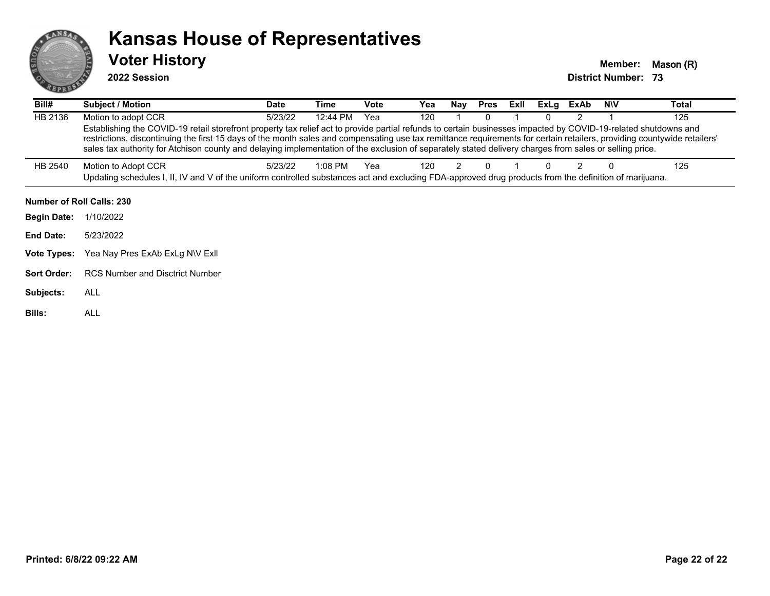# Kansas House of Representatives

## Voter History

**2022 Session**

**Member:** Mason (R)

**District Number:** 73

| Bill# | Subject / Motion | Date | Time | Vote | Yea | Nay | Pres | ExII | ExLg | ExAb | N\V | Total |
|---|---|---|---|---|---|---|---|---|---|---|---|---|
| HB 2136 | Motion to adopt CCR | 5/23/22 | 12:44 PM | Yea | 120 | 1 | 0 | 1 | 0 | 2 | 1 | 125 |
| | Establishing the COVID-19 retail storefront property tax relief act to provide partial refunds to certain businesses impacted by COVID-19-related shutdowns and restrictions, discontinuing the first 15 days of the month sales and compensating use tax remittance requirements for certain retailers, providing countywide retailers' sales tax authority for Atchison county and delaying implementation of the exclusion of separately stated delivery charges from sales or selling price. | | | | | | | | | | | |
| HB 2540 | Motion to Adopt CCR | 5/23/22 | 1:08 PM | Yea | 120 | 2 | 0 | 1 | 0 | 2 | 0 | 125 |
| | Updating schedules I, II, IV and V of the uniform controlled substances act and excluding FDA-approved drug products from the definition of marijuana. | | | | | | | | | | | |

**Number of Roll Calls: 230**

**Begin Date:** 1/10/2022

**End Date:** 5/23/2022

**Vote Types:** Yea Nay Pres ExAb ExLg N\V ExII

**Sort Order:** RCS Number and Disctrict Number

**Subjects:** ALL

**Bills:** ALL

**Printed: 6/8/22 09:22 AM**